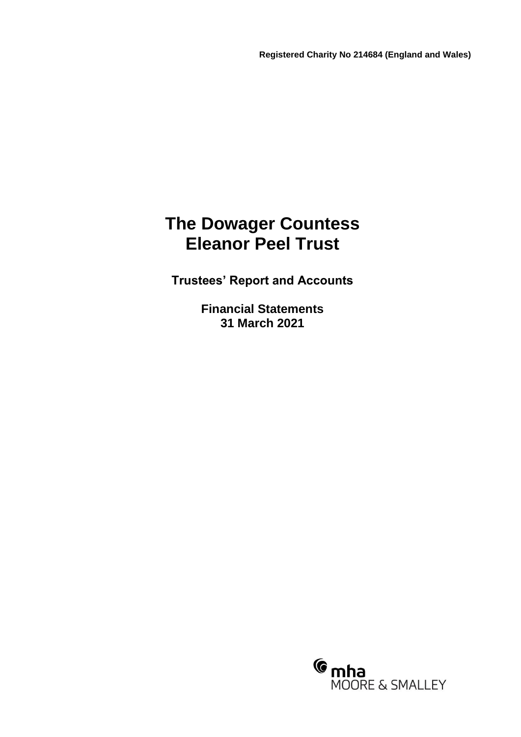**Registered Charity No 214684 (England and Wales)**

# The Dowager Countess Eleanor Peel Trust

**Trustees' Report and Accounts**

**Financial Statements**
**31 March 2021**

mha
MOORE & SMALLEY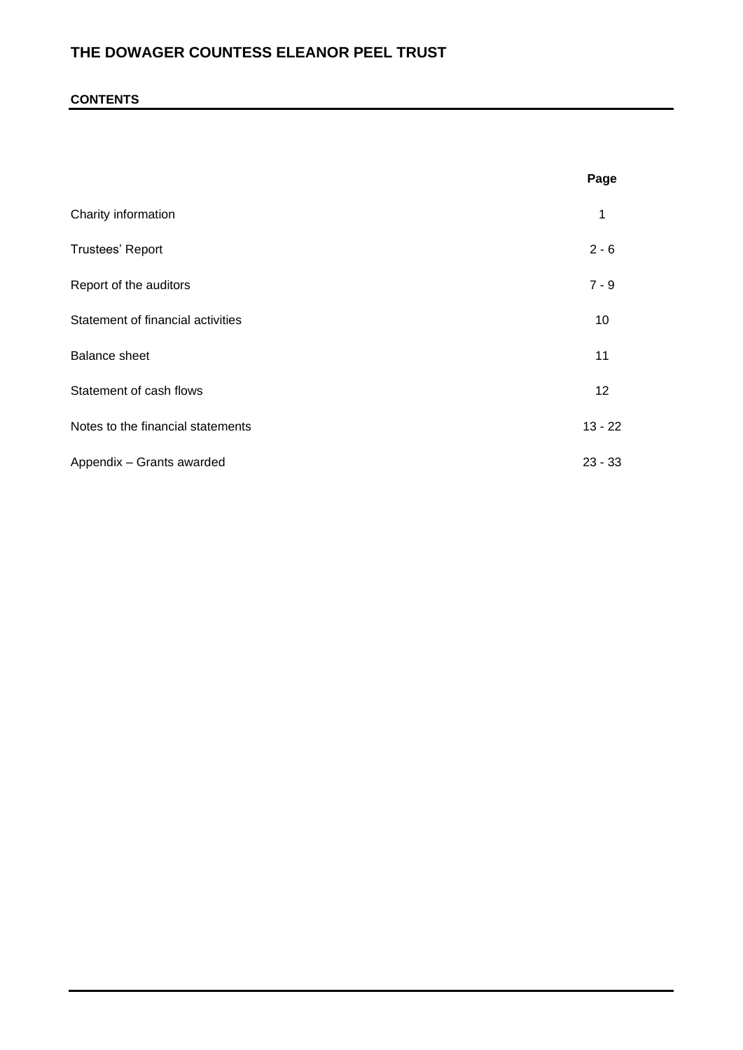# THE DOWAGER COUNTESS ELEANOR PEEL TRUST

## CONTENTS

| | Page |
|---|---|
| Charity information | 1 |
| Trustees' Report | 2 - 6 |
| Report of the auditors | 7 - 9 |
| Statement of financial activities | 10 |
| Balance sheet | 11 |
| Statement of cash flows | 12 |
| Notes to the financial statements | 13 - 22 |
| Appendix – Grants awarded | 23 - 33 |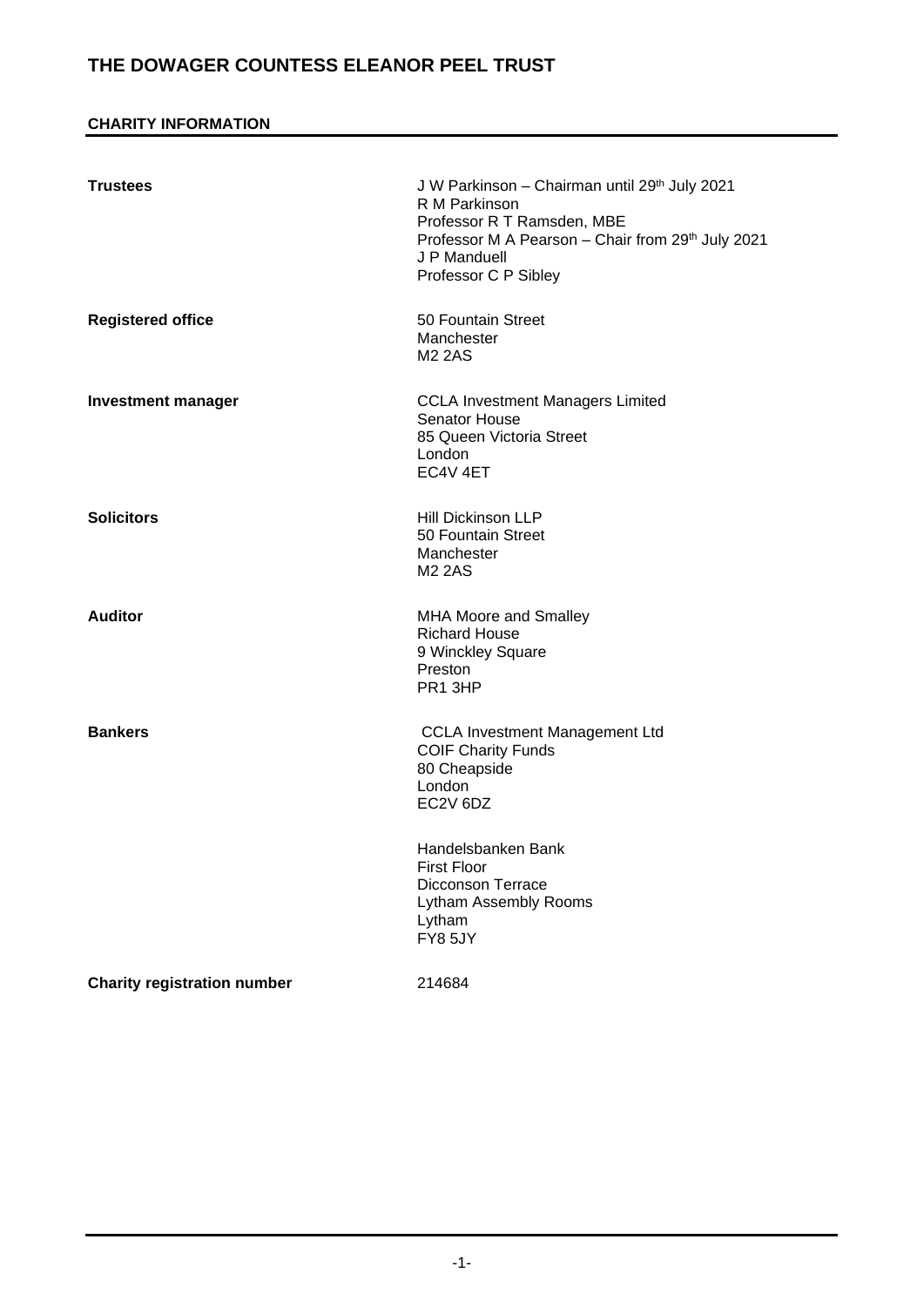## CHARITY INFORMATION

**Trustees**

J W Parkinson – Chairman until 29th July 2021
R M Parkinson
Professor R T Ramsden, MBE
Professor M A Pearson – Chair from 29th July 2021
J P Manduell
Professor C P Sibley

**Registered office**

50 Fountain Street
Manchester
M2 2AS

**Investment manager**

CCLA Investment Managers Limited
Senator House
85 Queen Victoria Street
London
EC4V 4ET

**Solicitors**

Hill Dickinson LLP
50 Fountain Street
Manchester
M2 2AS

**Auditor**

MHA Moore and Smalley
Richard House
9 Winckley Square
Preston
PR1 3HP

**Bankers**

CCLA Investment Management Ltd
COIF Charity Funds
80 Cheapside
London
EC2V 6DZ

Handelsbanken Bank
First Floor
Dicconson Terrace
Lytham Assembly Rooms
Lytham
FY8 5JY

**Charity registration number**

214684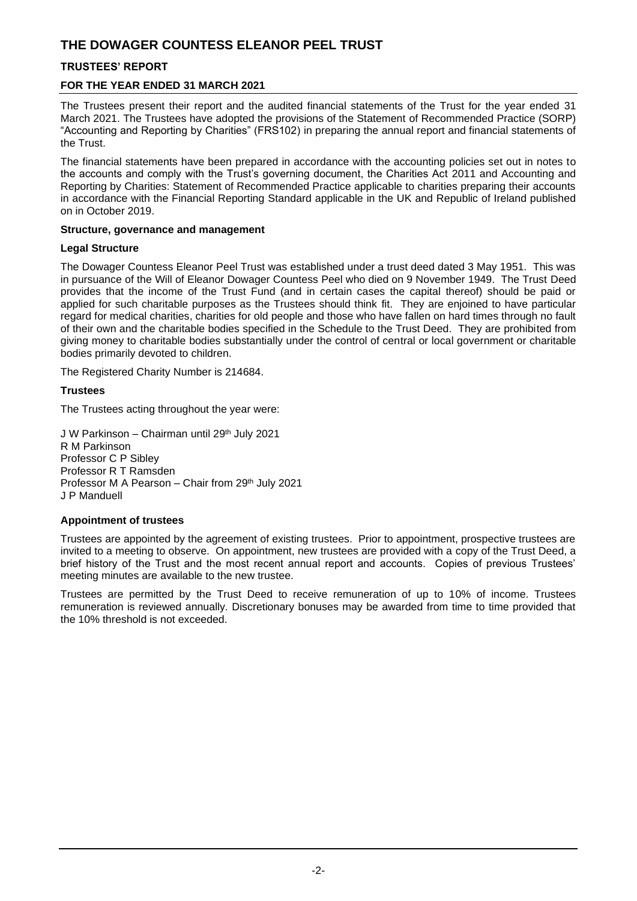# THE DOWAGER COUNTESS ELEANOR PEEL TRUST

## TRUSTEES' REPORT

## FOR THE YEAR ENDED 31 MARCH 2021

The Trustees present their report and the audited financial statements of the Trust for the year ended 31 March 2021. The Trustees have adopted the provisions of the Statement of Recommended Practice (SORP) "Accounting and Reporting by Charities" (FRS102) in preparing the annual report and financial statements of the Trust.

The financial statements have been prepared in accordance with the accounting policies set out in notes to the accounts and comply with the Trust's governing document, the Charities Act 2011 and Accounting and Reporting by Charities: Statement of Recommended Practice applicable to charities preparing their accounts in accordance with the Financial Reporting Standard applicable in the UK and Republic of Ireland published on in October 2019.

**Structure, governance and management**

**Legal Structure**

The Dowager Countess Eleanor Peel Trust was established under a trust deed dated 3 May 1951. This was in pursuance of the Will of Eleanor Dowager Countess Peel who died on 9 November 1949. The Trust Deed provides that the income of the Trust Fund (and in certain cases the capital thereof) should be paid or applied for such charitable purposes as the Trustees should think fit. They are enjoined to have particular regard for medical charities, charities for old people and those who have fallen on hard times through no fault of their own and the charitable bodies specified in the Schedule to the Trust Deed. They are prohibited from giving money to charitable bodies substantially under the control of central or local government or charitable bodies primarily devoted to children.

The Registered Charity Number is 214684.

**Trustees**

The Trustees acting throughout the year were:

J W Parkinson – Chairman until 29th July 2021
R M Parkinson
Professor C P Sibley
Professor R T Ramsden
Professor M A Pearson – Chair from 29th July 2021
J P Manduell

**Appointment of trustees**

Trustees are appointed by the agreement of existing trustees. Prior to appointment, prospective trustees are invited to a meeting to observe. On appointment, new trustees are provided with a copy of the Trust Deed, a brief history of the Trust and the most recent annual report and accounts. Copies of previous Trustees' meeting minutes are available to the new trustee.

Trustees are permitted by the Trust Deed to receive remuneration of up to 10% of income. Trustees remuneration is reviewed annually. Discretionary bonuses may be awarded from time to time provided that the 10% threshold is not exceeded.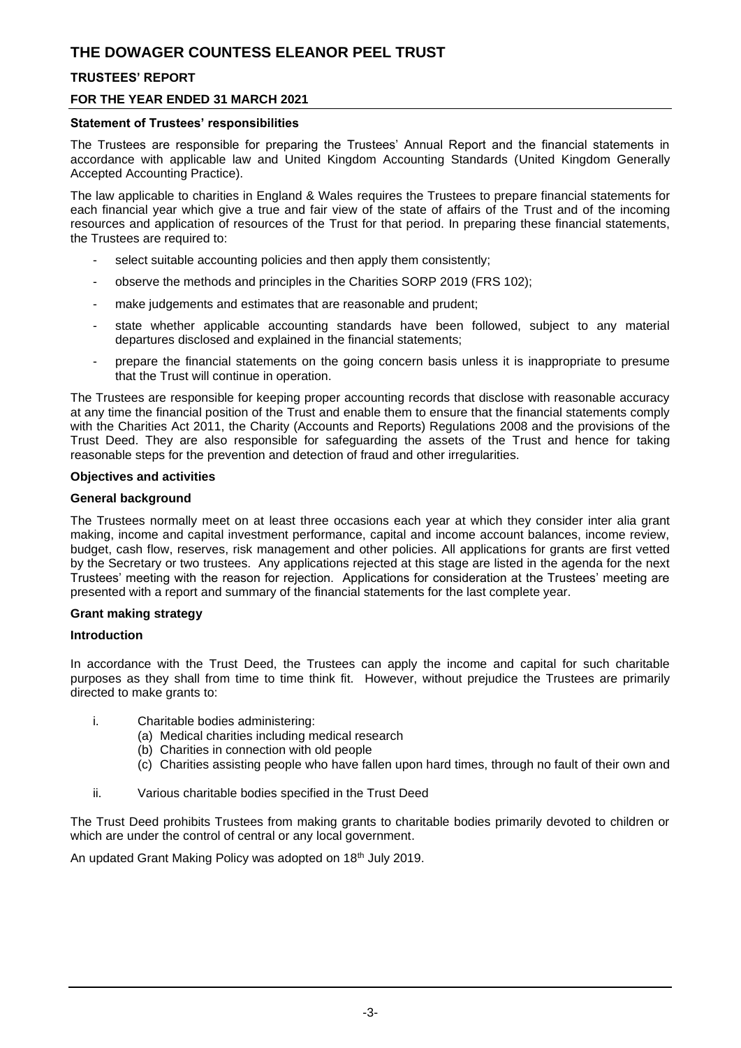## Statement of Trustees' responsibilities

The Trustees are responsible for preparing the Trustees' Annual Report and the financial statements in accordance with applicable law and United Kingdom Accounting Standards (United Kingdom Generally Accepted Accounting Practice).

The law applicable to charities in England & Wales requires the Trustees to prepare financial statements for each financial year which give a true and fair view of the state of affairs of the Trust and of the incoming resources and application of resources of the Trust for that period. In preparing these financial statements, the Trustees are required to:

- select suitable accounting policies and then apply them consistently;
- observe the methods and principles in the Charities SORP 2019 (FRS 102);
- make judgements and estimates that are reasonable and prudent;
- state whether applicable accounting standards have been followed, subject to any material departures disclosed and explained in the financial statements;
- prepare the financial statements on the going concern basis unless it is inappropriate to presume that the Trust will continue in operation.

The Trustees are responsible for keeping proper accounting records that disclose with reasonable accuracy at any time the financial position of the Trust and enable them to ensure that the financial statements comply with the Charities Act 2011, the Charity (Accounts and Reports) Regulations 2008 and the provisions of the Trust Deed. They are also responsible for safeguarding the assets of the Trust and hence for taking reasonable steps for the prevention and detection of fraud and other irregularities.

## Objectives and activities

### General background

The Trustees normally meet on at least three occasions each year at which they consider inter alia grant making, income and capital investment performance, capital and income account balances, income review, budget, cash flow, reserves, risk management and other policies. All applications for grants are first vetted by the Secretary or two trustees. Any applications rejected at this stage are listed in the agenda for the next Trustees' meeting with the reason for rejection. Applications for consideration at the Trustees' meeting are presented with a report and summary of the financial statements for the last complete year.

### Grant making strategy

#### Introduction

In accordance with the Trust Deed, the Trustees can apply the income and capital for such charitable purposes as they shall from time to time think fit. However, without prejudice the Trustees are primarily directed to make grants to:

i. Charitable bodies administering:
   (a) Medical charities including medical research
   (b) Charities in connection with old people
   (c) Charities assisting people who have fallen upon hard times, through no fault of their own and

ii. Various charitable bodies specified in the Trust Deed

The Trust Deed prohibits Trustees from making grants to charitable bodies primarily devoted to children or which are under the control of central or any local government.

An updated Grant Making Policy was adopted on 18th July 2019.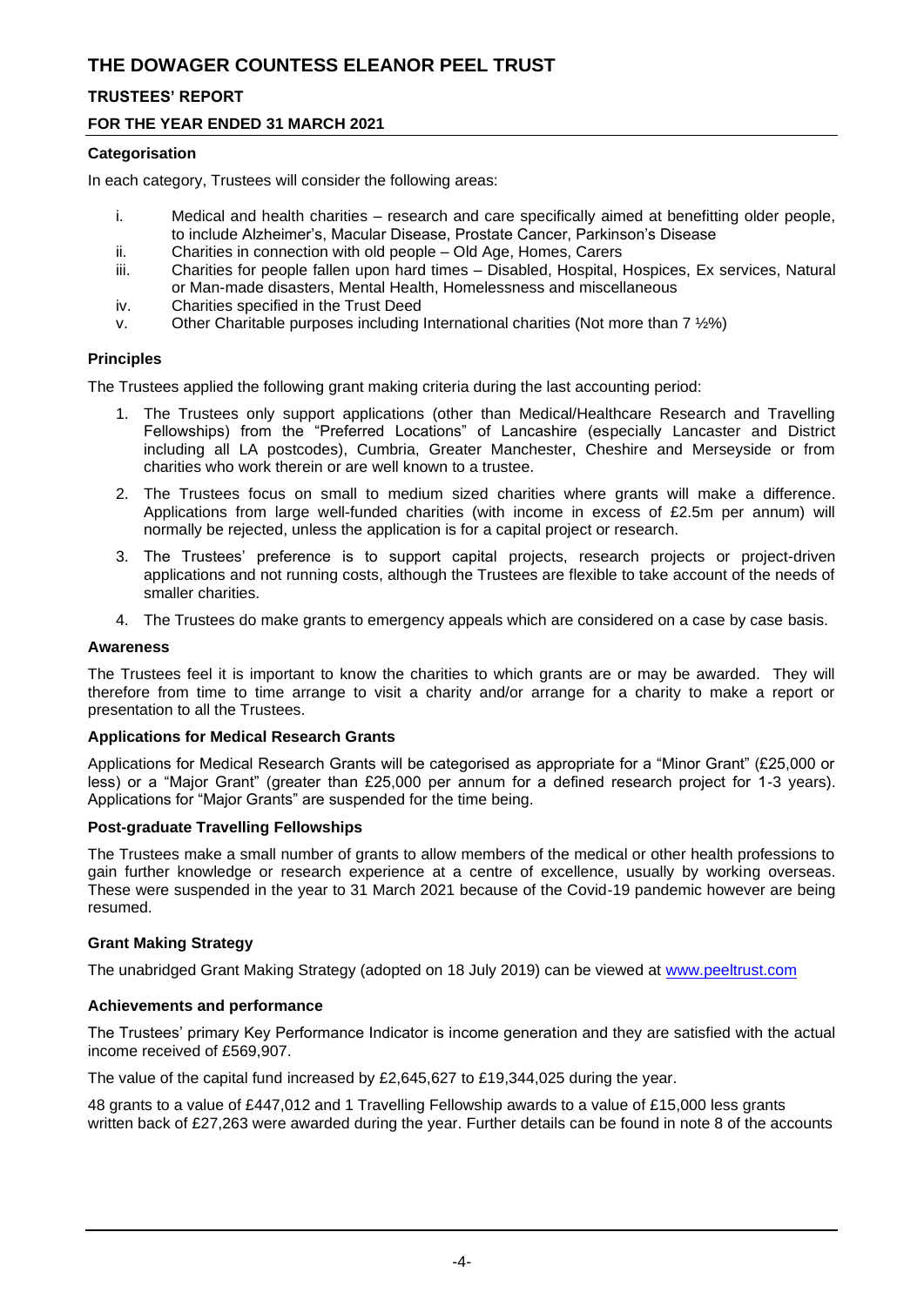### Categorisation

In each category, Trustees will consider the following areas:

i. Medical and health charities – research and care specifically aimed at benefitting older people, to include Alzheimer's, Macular Disease, Prostate Cancer, Parkinson's Disease
ii. Charities in connection with old people – Old Age, Homes, Carers
iii. Charities for people fallen upon hard times – Disabled, Hospital, Hospices, Ex services, Natural or Man-made disasters, Mental Health, Homelessness and miscellaneous
iv. Charities specified in the Trust Deed
v. Other Charitable purposes including International charities (Not more than 7 ½%)

### Principles

The Trustees applied the following grant making criteria during the last accounting period:

1. The Trustees only support applications (other than Medical/Healthcare Research and Travelling Fellowships) from the "Preferred Locations" of Lancashire (especially Lancaster and District including all LA postcodes), Cumbria, Greater Manchester, Cheshire and Merseyside or from charities who work therein or are well known to a trustee.
2. The Trustees focus on small to medium sized charities where grants will make a difference. Applications from large well-funded charities (with income in excess of £2.5m per annum) will normally be rejected, unless the application is for a capital project or research.
3. The Trustees' preference is to support capital projects, research projects or project-driven applications and not running costs, although the Trustees are flexible to take account of the needs of smaller charities.
4. The Trustees do make grants to emergency appeals which are considered on a case by case basis.

### Awareness

The Trustees feel it is important to know the charities to which grants are or may be awarded. They will therefore from time to time arrange to visit a charity and/or arrange for a charity to make a report or presentation to all the Trustees.

### Applications for Medical Research Grants

Applications for Medical Research Grants will be categorised as appropriate for a "Minor Grant" (£25,000 or less) or a "Major Grant" (greater than £25,000 per annum for a defined research project for 1-3 years). Applications for "Major Grants" are suspended for the time being.

### Post-graduate Travelling Fellowships

The Trustees make a small number of grants to allow members of the medical or other health professions to gain further knowledge or research experience at a centre of excellence, usually by working overseas. These were suspended in the year to 31 March 2021 because of the Covid-19 pandemic however are being resumed.

### Grant Making Strategy

The unabridged Grant Making Strategy (adopted on 18 July 2019) can be viewed at www.peeltrust.com

### Achievements and performance

The Trustees' primary Key Performance Indicator is income generation and they are satisfied with the actual income received of £569,907.

The value of the capital fund increased by £2,645,627 to £19,344,025 during the year.

48 grants to a value of £447,012 and 1 Travelling Fellowship awards to a value of £15,000 less grants written back of £27,263 were awarded during the year. Further details can be found in note 8 of the accounts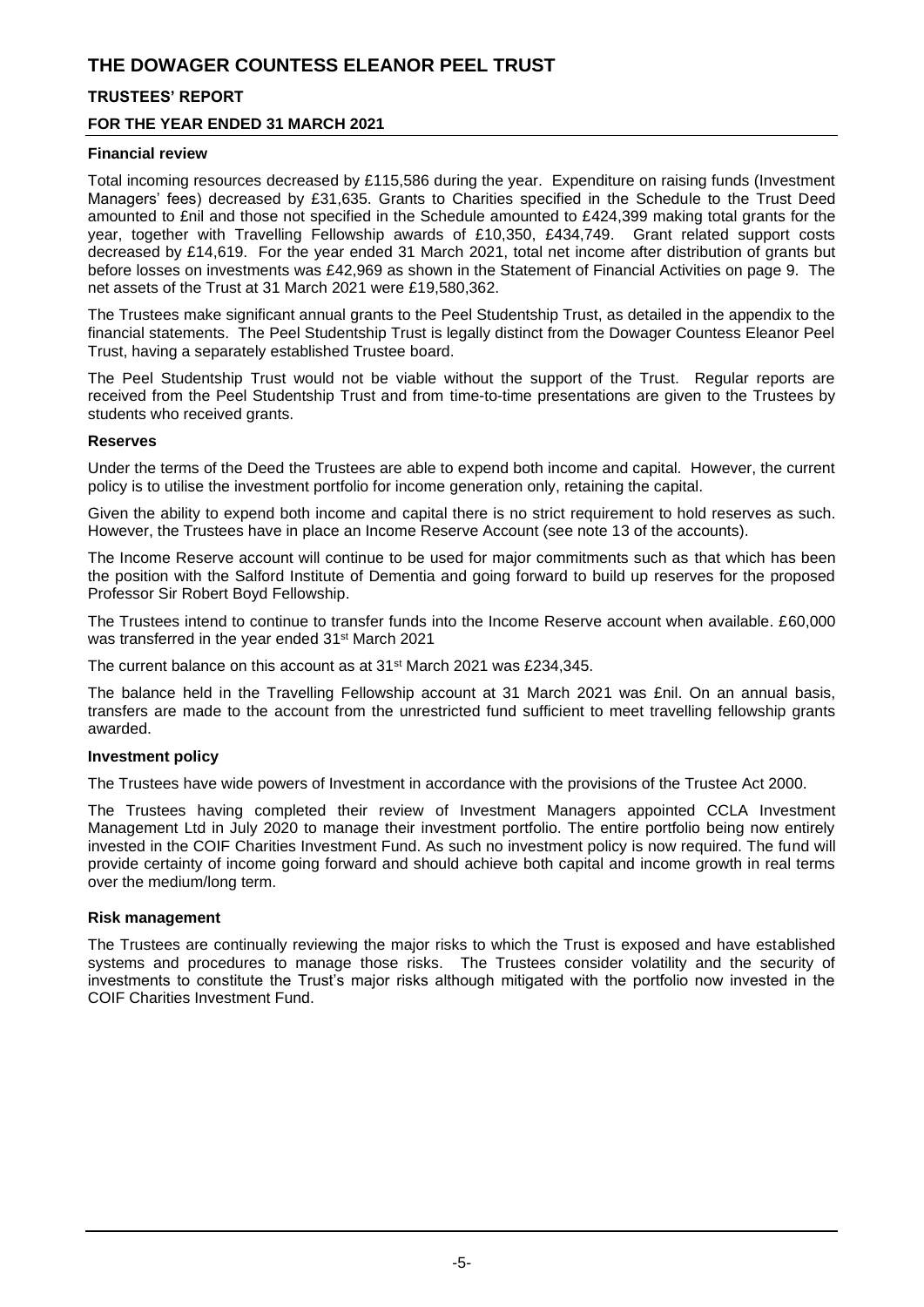# THE DOWAGER COUNTESS ELEANOR PEEL TRUST

## TRUSTEES' REPORT

## FOR THE YEAR ENDED 31 MARCH 2021

### Financial review

Total incoming resources decreased by £115,586 during the year. Expenditure on raising funds (Investment Managers' fees) decreased by £31,635. Grants to Charities specified in the Schedule to the Trust Deed amounted to £nil and those not specified in the Schedule amounted to £424,399 making total grants for the year, together with Travelling Fellowship awards of £10,350, £434,749. Grant related support costs decreased by £14,619. For the year ended 31 March 2021, total net income after distribution of grants but before losses on investments was £42,969 as shown in the Statement of Financial Activities on page 9. The net assets of the Trust at 31 March 2021 were £19,580,362.

The Trustees make significant annual grants to the Peel Studentship Trust, as detailed in the appendix to the financial statements. The Peel Studentship Trust is legally distinct from the Dowager Countess Eleanor Peel Trust, having a separately established Trustee board.

The Peel Studentship Trust would not be viable without the support of the Trust. Regular reports are received from the Peel Studentship Trust and from time-to-time presentations are given to the Trustees by students who received grants.

### Reserves

Under the terms of the Deed the Trustees are able to expend both income and capital. However, the current policy is to utilise the investment portfolio for income generation only, retaining the capital.

Given the ability to expend both income and capital there is no strict requirement to hold reserves as such. However, the Trustees have in place an Income Reserve Account (see note 13 of the accounts).

The Income Reserve account will continue to be used for major commitments such as that which has been the position with the Salford Institute of Dementia and going forward to build up reserves for the proposed Professor Sir Robert Boyd Fellowship.

The Trustees intend to continue to transfer funds into the Income Reserve account when available. £60,000 was transferred in the year ended 31st March 2021

The current balance on this account as at 31st March 2021 was £234,345.

The balance held in the Travelling Fellowship account at 31 March 2021 was £nil. On an annual basis, transfers are made to the account from the unrestricted fund sufficient to meet travelling fellowship grants awarded.

### Investment policy

The Trustees have wide powers of Investment in accordance with the provisions of the Trustee Act 2000.

The Trustees having completed their review of Investment Managers appointed CCLA Investment Management Ltd in July 2020 to manage their investment portfolio. The entire portfolio being now entirely invested in the COIF Charities Investment Fund. As such no investment policy is now required. The fund will provide certainty of income going forward and should achieve both capital and income growth in real terms over the medium/long term.

### Risk management

The Trustees are continually reviewing the major risks to which the Trust is exposed and have established systems and procedures to manage those risks. The Trustees consider volatility and the security of investments to constitute the Trust's major risks although mitigated with the portfolio now invested in the COIF Charities Investment Fund.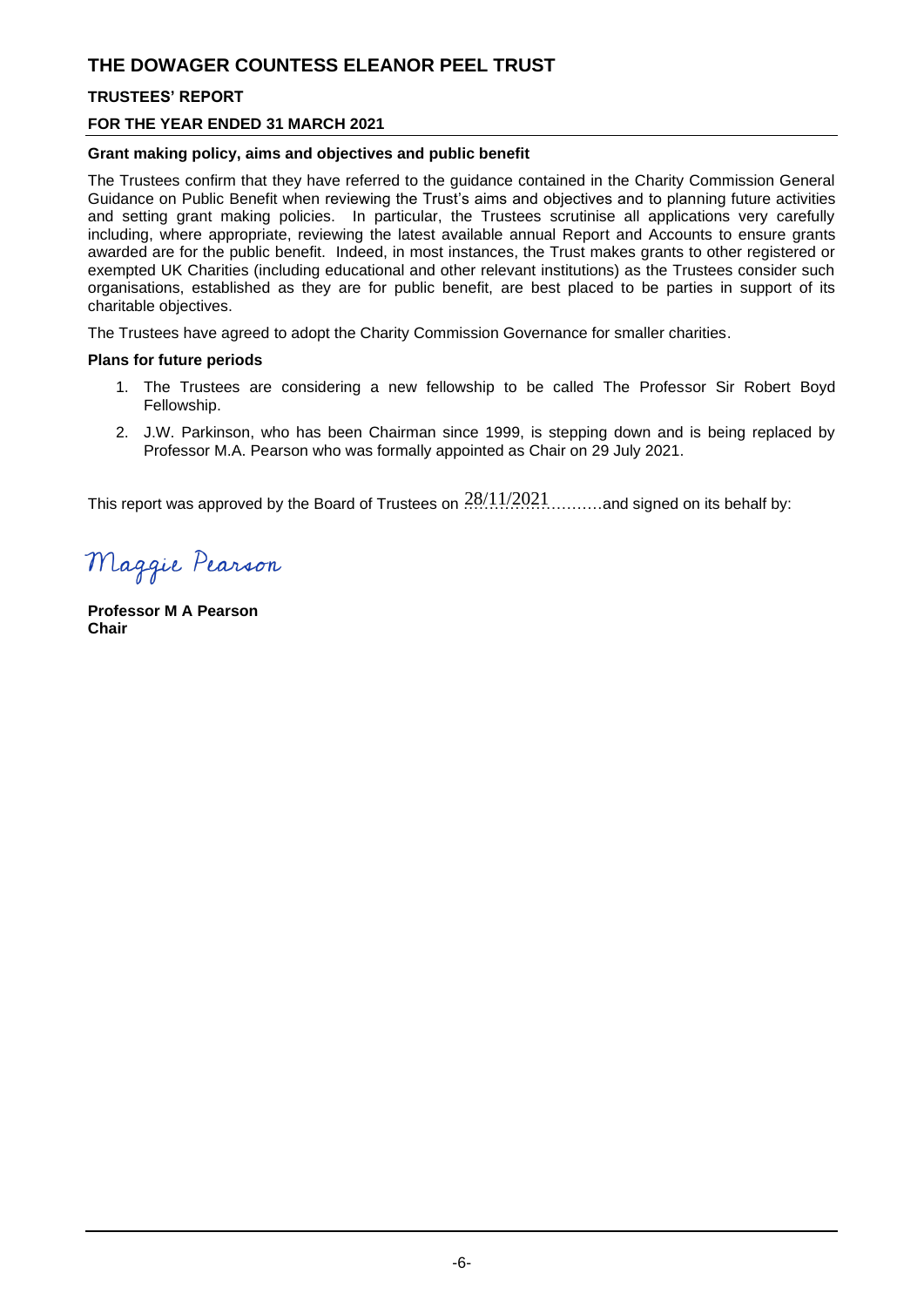# THE DOWAGER COUNTESS ELEANOR PEEL TRUST

## TRUSTEES' REPORT

## FOR THE YEAR ENDED 31 MARCH 2021

### Grant making policy, aims and objectives and public benefit

The Trustees confirm that they have referred to the guidance contained in the Charity Commission General Guidance on Public Benefit when reviewing the Trust's aims and objectives and to planning future activities and setting grant making policies. In particular, the Trustees scrutinise all applications very carefully including, where appropriate, reviewing the latest available annual Report and Accounts to ensure grants awarded are for the public benefit. Indeed, in most instances, the Trust makes grants to other registered or exempted UK Charities (including educational and other relevant institutions) as the Trustees consider such organisations, established as they are for public benefit, are best placed to be parties in support of its charitable objectives.

The Trustees have agreed to adopt the Charity Commission Governance for smaller charities.

### Plans for future periods

1. The Trustees are considering a new fellowship to be called The Professor Sir Robert Boyd Fellowship.
2. J.W. Parkinson, who has been Chairman since 1999, is stepping down and is being replaced by Professor M.A. Pearson who was formally appointed as Chair on 29 July 2021.

This report was approved by the Board of Trustees on 28/11/2021……………and signed on its behalf by:

Maggie Pearson

**Professor M A Pearson**
**Chair**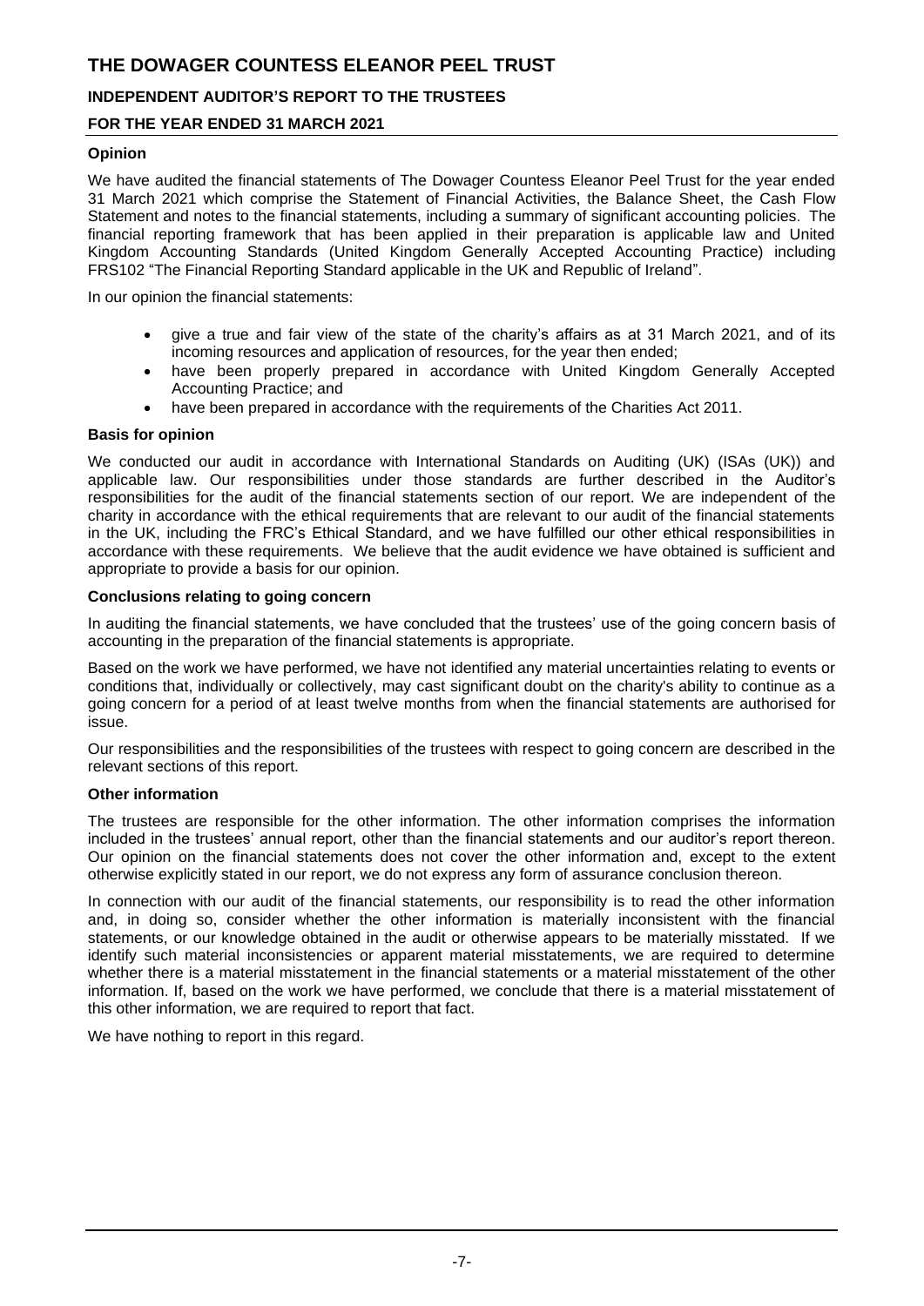# THE DOWAGER COUNTESS ELEANOR PEEL TRUST

## INDEPENDENT AUDITOR'S REPORT TO THE TRUSTEES

## FOR THE YEAR ENDED 31 MARCH 2021

### Opinion

We have audited the financial statements of The Dowager Countess Eleanor Peel Trust for the year ended 31 March 2021 which comprise the Statement of Financial Activities, the Balance Sheet, the Cash Flow Statement and notes to the financial statements, including a summary of significant accounting policies. The financial reporting framework that has been applied in their preparation is applicable law and United Kingdom Accounting Standards (United Kingdom Generally Accepted Accounting Practice) including FRS102 "The Financial Reporting Standard applicable in the UK and Republic of Ireland".

In our opinion the financial statements:

- give a true and fair view of the state of the charity's affairs as at 31 March 2021, and of its incoming resources and application of resources, for the year then ended;
- have been properly prepared in accordance with United Kingdom Generally Accepted Accounting Practice; and
- have been prepared in accordance with the requirements of the Charities Act 2011.

### Basis for opinion

We conducted our audit in accordance with International Standards on Auditing (UK) (ISAs (UK)) and applicable law. Our responsibilities under those standards are further described in the Auditor's responsibilities for the audit of the financial statements section of our report. We are independent of the charity in accordance with the ethical requirements that are relevant to our audit of the financial statements in the UK, including the FRC's Ethical Standard, and we have fulfilled our other ethical responsibilities in accordance with these requirements. We believe that the audit evidence we have obtained is sufficient and appropriate to provide a basis for our opinion.

### Conclusions relating to going concern

In auditing the financial statements, we have concluded that the trustees' use of the going concern basis of accounting in the preparation of the financial statements is appropriate.

Based on the work we have performed, we have not identified any material uncertainties relating to events or conditions that, individually or collectively, may cast significant doubt on the charity's ability to continue as a going concern for a period of at least twelve months from when the financial statements are authorised for issue.

Our responsibilities and the responsibilities of the trustees with respect to going concern are described in the relevant sections of this report.

### Other information

The trustees are responsible for the other information. The other information comprises the information included in the trustees' annual report, other than the financial statements and our auditor's report thereon. Our opinion on the financial statements does not cover the other information and, except to the extent otherwise explicitly stated in our report, we do not express any form of assurance conclusion thereon.

In connection with our audit of the financial statements, our responsibility is to read the other information and, in doing so, consider whether the other information is materially inconsistent with the financial statements, or our knowledge obtained in the audit or otherwise appears to be materially misstated. If we identify such material inconsistencies or apparent material misstatements, we are required to determine whether there is a material misstatement in the financial statements or a material misstatement of the other information. If, based on the work we have performed, we conclude that there is a material misstatement of this other information, we are required to report that fact.

We have nothing to report in this regard.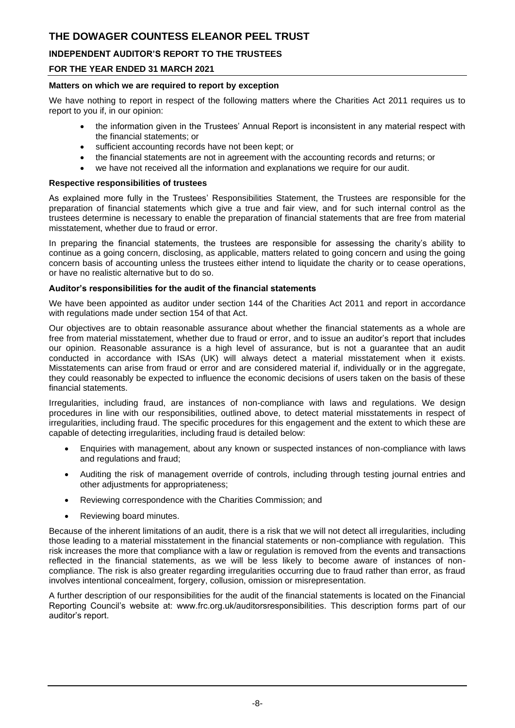# THE DOWAGER COUNTESS ELEANOR PEEL TRUST

## INDEPENDENT AUDITOR'S REPORT TO THE TRUSTEES

## FOR THE YEAR ENDED 31 MARCH 2021

**Matters on which we are required to report by exception**

We have nothing to report in respect of the following matters where the Charities Act 2011 requires us to report to you if, in our opinion:

- the information given in the Trustees' Annual Report is inconsistent in any material respect with the financial statements; or
- sufficient accounting records have not been kept; or
- the financial statements are not in agreement with the accounting records and returns; or
- we have not received all the information and explanations we require for our audit.

**Respective responsibilities of trustees**

As explained more fully in the Trustees' Responsibilities Statement, the Trustees are responsible for the preparation of financial statements which give a true and fair view, and for such internal control as the trustees determine is necessary to enable the preparation of financial statements that are free from material misstatement, whether due to fraud or error.

In preparing the financial statements, the trustees are responsible for assessing the charity's ability to continue as a going concern, disclosing, as applicable, matters related to going concern and using the going concern basis of accounting unless the trustees either intend to liquidate the charity or to cease operations, or have no realistic alternative but to do so.

**Auditor's responsibilities for the audit of the financial statements**

We have been appointed as auditor under section 144 of the Charities Act 2011 and report in accordance with regulations made under section 154 of that Act.

Our objectives are to obtain reasonable assurance about whether the financial statements as a whole are free from material misstatement, whether due to fraud or error, and to issue an auditor's report that includes our opinion. Reasonable assurance is a high level of assurance, but is not a guarantee that an audit conducted in accordance with ISAs (UK) will always detect a material misstatement when it exists. Misstatements can arise from fraud or error and are considered material if, individually or in the aggregate, they could reasonably be expected to influence the economic decisions of users taken on the basis of these financial statements.

Irregularities, including fraud, are instances of non-compliance with laws and regulations. We design procedures in line with our responsibilities, outlined above, to detect material misstatements in respect of irregularities, including fraud. The specific procedures for this engagement and the extent to which these are capable of detecting irregularities, including fraud is detailed below:

- Enquiries with management, about any known or suspected instances of non-compliance with laws and regulations and fraud;
- Auditing the risk of management override of controls, including through testing journal entries and other adjustments for appropriateness;
- Reviewing correspondence with the Charities Commission; and
- Reviewing board minutes.

Because of the inherent limitations of an audit, there is a risk that we will not detect all irregularities, including those leading to a material misstatement in the financial statements or non-compliance with regulation. This risk increases the more that compliance with a law or regulation is removed from the events and transactions reflected in the financial statements, as we will be less likely to become aware of instances of non-compliance. The risk is also greater regarding irregularities occurring due to fraud rather than error, as fraud involves intentional concealment, forgery, collusion, omission or misrepresentation.

A further description of our responsibilities for the audit of the financial statements is located on the Financial Reporting Council's website at: www.frc.org.uk/auditorsresponsibilities. This description forms part of our auditor's report.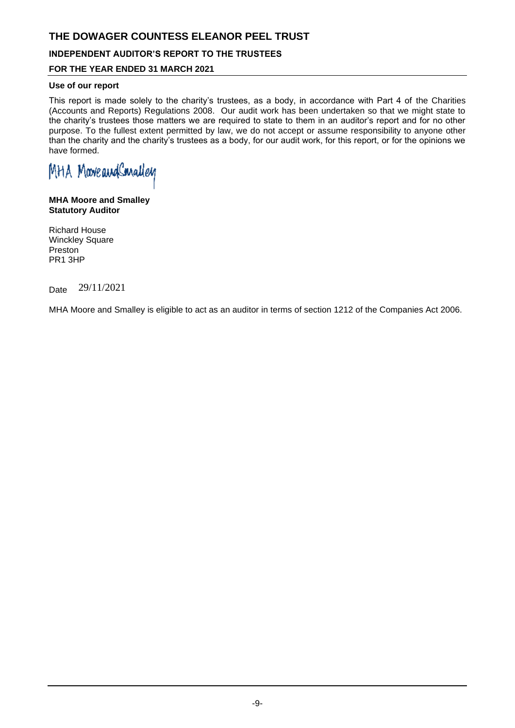# THE DOWAGER COUNTESS ELEANOR PEEL TRUST

## INDEPENDENT AUDITOR'S REPORT TO THE TRUSTEES

## FOR THE YEAR ENDED 31 MARCH 2021

### Use of our report

This report is made solely to the charity's trustees, as a body, in accordance with Part 4 of the Charities (Accounts and Reports) Regulations 2008. Our audit work has been undertaken so that we might state to the charity's trustees those matters we are required to state to them in an auditor's report and for no other purpose. To the fullest extent permitted by law, we do not accept or assume responsibility to anyone other than the charity and the charity's trustees as a body, for our audit work, for this report, or for the opinions we have formed.

MHA Moore and Smalley

**MHA Moore and Smalley**
**Statutory Auditor**

Richard House
Winckley Square
Preston
PR1 3HP

Date 29/11/2021

MHA Moore and Smalley is eligible to act as an auditor in terms of section 1212 of the Companies Act 2006.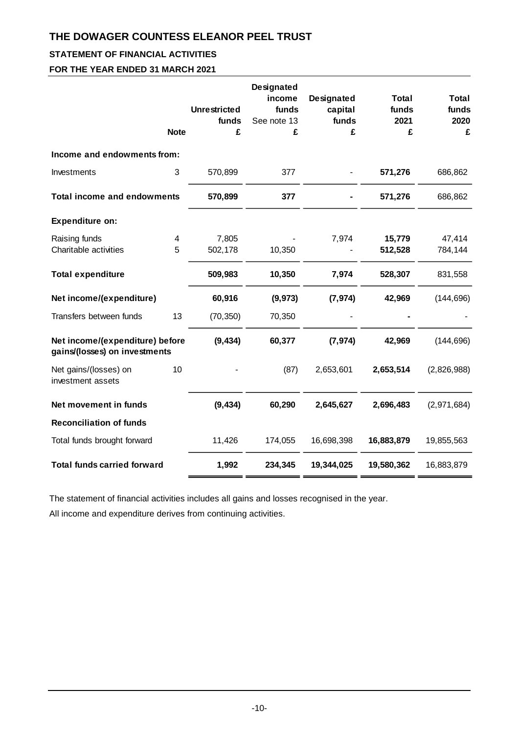# THE DOWAGER COUNTESS ELEANOR PEEL TRUST

## STATEMENT OF FINANCIAL ACTIVITIES

### FOR THE YEAR ENDED 31 MARCH 2021

| | Note | Unrestricted funds £ | Designated income funds See note 13 £ | Designated capital funds £ | Total funds 2021 £ | Total funds 2020 £ |
|---|---|---|---|---|---|---|
| **Income and endowments from:** | | | | | | |
| Investments | 3 | 570,899 | 377 | - | **571,276** | 686,862 |
| **Total income and endowments** | | **570,899** | **377** | **-** | **571,276** | 686,862 |
| **Expenditure on:** | | | | | | |
| Raising funds | 4 | 7,805 | - | 7,974 | **15,779** | 47,414 |
| Charitable activities | 5 | 502,178 | 10,350 | - | **512,528** | 784,144 |
| **Total expenditure** | | **509,983** | **10,350** | **7,974** | **528,307** | 831,558 |
| **Net income/(expenditure)** | | **60,916** | **(9,973)** | **(7,974)** | **42,969** | (144,696) |
| Transfers between funds | 13 | (70,350) | 70,350 | - | **-** | - |
| **Net income/(expenditure) before gains/(losses) on investments** | | **(9,434)** | **60,377** | **(7,974)** | **42,969** | (144,696) |
| Net gains/(losses) on investment assets | 10 | - | (87) | 2,653,601 | **2,653,514** | (2,826,988) |
| **Net movement in funds** | | **(9,434)** | **60,290** | **2,645,627** | **2,696,483** | (2,971,684) |
| **Reconciliation of funds** | | | | | | |
| Total funds brought forward | | 11,426 | 174,055 | 16,698,398 | **16,883,879** | 19,855,563 |
| **Total funds carried forward** | | **1,992** | **234,345** | **19,344,025** | **19,580,362** | 16,883,879 |

The statement of financial activities includes all gains and losses recognised in the year.

All income and expenditure derives from continuing activities.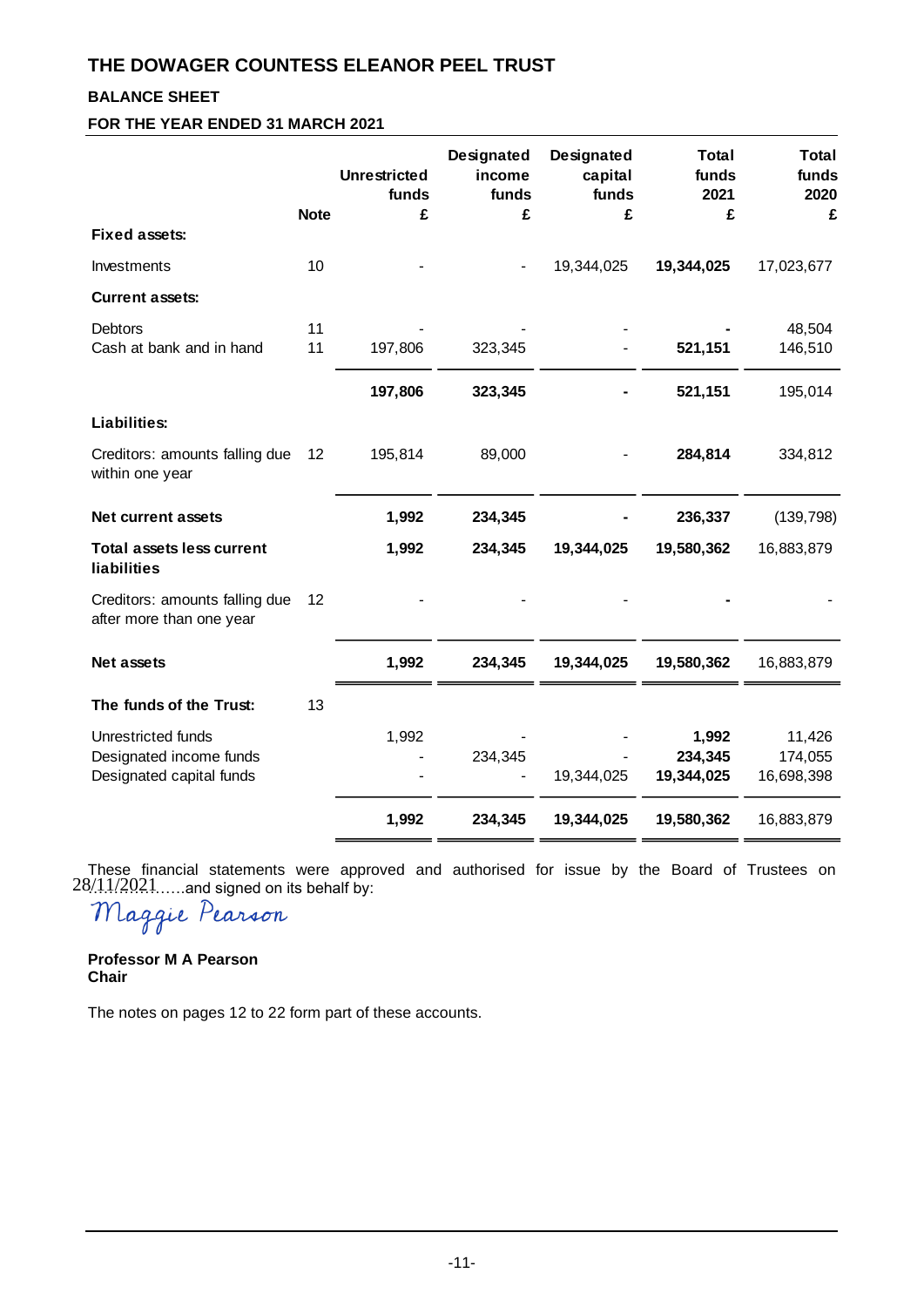# THE DOWAGER COUNTESS ELEANOR PEEL TRUST

## BALANCE SHEET

### FOR THE YEAR ENDED 31 MARCH 2021

| | Note | Unrestricted funds £ | Designated income funds £ | Designated capital funds £ | Total funds 2021 £ | Total funds 2020 £ |
|---|---|---|---|---|---|---|
| **Fixed assets:** | | | | | | |
| Investments | 10 | - | - | 19,344,025 | **19,344,025** | 17,023,677 |
| **Current assets:** | | | | | | |
| Debtors | 11 | - | - | - | **-** | 48,504 |
| Cash at bank and in hand | 11 | 197,806 | 323,345 | - | **521,151** | 146,510 |
| | | **197,806** | **323,345** | **-** | **521,151** | 195,014 |
| **Liabilities:** | | | | | | |
| Creditors: amounts falling due within one year | 12 | 195,814 | 89,000 | - | **284,814** | 334,812 |
| **Net current assets** | | **1,992** | **234,345** | **-** | **236,337** | (139,798) |
| **Total assets less current liabilities** | | **1,992** | **234,345** | **19,344,025** | **19,580,362** | 16,883,879 |
| Creditors: amounts falling due after more than one year | 12 | - | - | - | **-** | - |
| **Net assets** | | **1,992** | **234,345** | **19,344,025** | **19,580,362** | 16,883,879 |
| **The funds of the Trust:** | 13 | | | | | |
| Unrestricted funds | | 1,992 | - | - | **1,992** | 11,426 |
| Designated income funds | | - | 234,345 | - | **234,345** | 174,055 |
| Designated capital funds | | - | - | 19,344,025 | **19,344,025** | 16,698,398 |
| | | **1,992** | **234,345** | **19,344,025** | **19,580,362** | 16,883,879 |

These financial statements were approved and authorised for issue by the Board of Trustees on 28/11/2021......and signed on its behalf by:

Maggie Pearson

**Professor M A Pearson**
**Chair**

The notes on pages 12 to 22 form part of these accounts.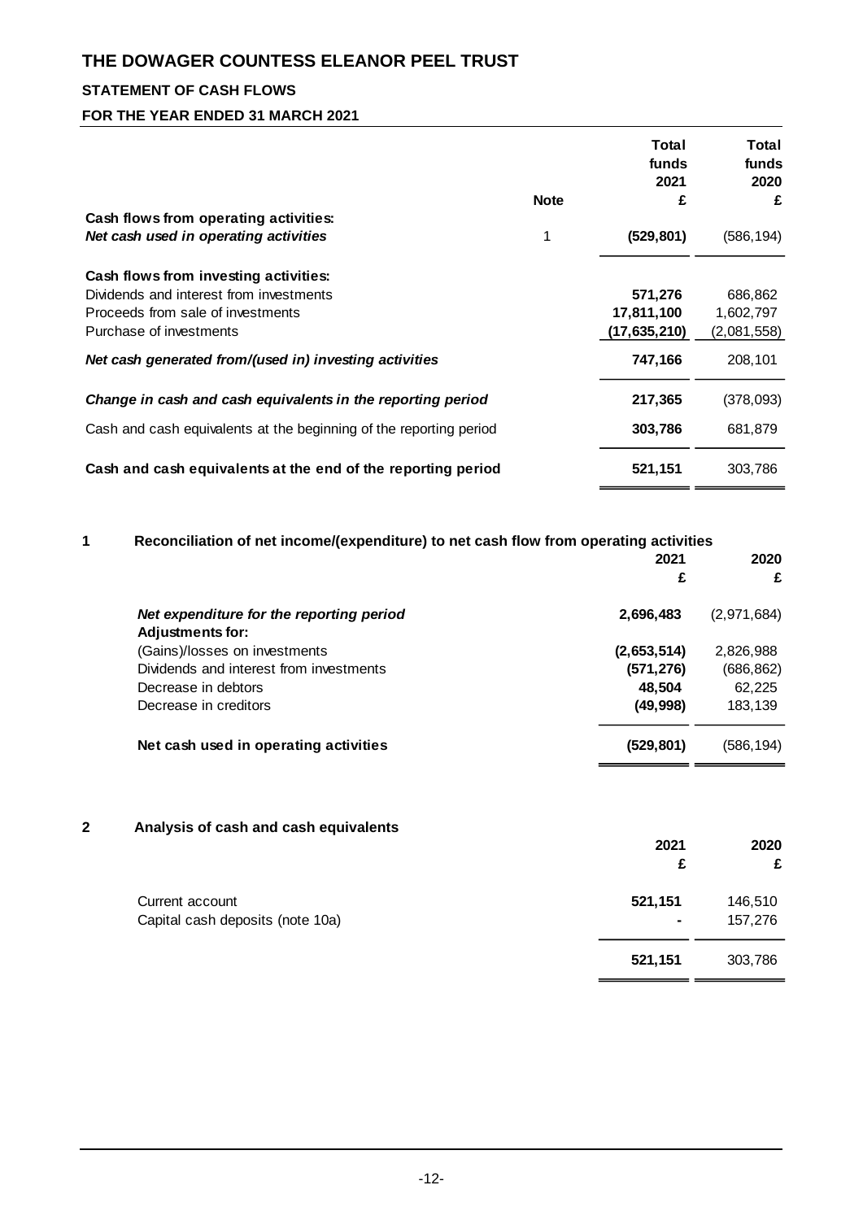# THE DOWAGER COUNTESS ELEANOR PEEL TRUST

## STATEMENT OF CASH FLOWS

### FOR THE YEAR ENDED 31 MARCH 2021

| | Note | Total funds 2021 £ | Total funds 2020 £ |
|---|---|---|---|
| **Cash flows from operating activities:** | | | |
| ***Net cash used in operating activities*** | 1 | **(529,801)** | (586,194) |
| **Cash flows from investing activities:** | | | |
| Dividends and interest from investments | | **571,276** | 686,862 |
| Proceeds from sale of investments | | **17,811,100** | 1,602,797 |
| Purchase of investments | | **(17,635,210)** | (2,081,558) |
| ***Net cash generated from/(used in) investing activities*** | | **747,166** | 208,101 |
| ***Change in cash and cash equivalents in the reporting period*** | | **217,365** | (378,093) |
| Cash and cash equivalents at the beginning of the reporting period | | **303,786** | 681,879 |
| **Cash and cash equivalents at the end of the reporting period** | | **521,151** | 303,786 |

**1 Reconciliation of net income/(expenditure) to net cash flow from operating activities**

| | 2021 £ | 2020 £ |
|---|---|---|
| ***Net expenditure for the reporting period*** | **2,696,483** | (2,971,684) |
| **Adjustments for:** | | |
| (Gains)/losses on investments | **(2,653,514)** | 2,826,988 |
| Dividends and interest from investments | **(571,276)** | (686,862) |
| Decrease in debtors | **48,504** | 62,225 |
| Decrease in creditors | **(49,998)** | 183,139 |
| **Net cash used in operating activities** | **(529,801)** | (586,194) |

**2 Analysis of cash and cash equivalents**

| | 2021 £ | 2020 £ |
|---|---|---|
| Current account | **521,151** | 146,510 |
| Capital cash deposits (note 10a) | **-** | 157,276 |
| | **521,151** | 303,786 |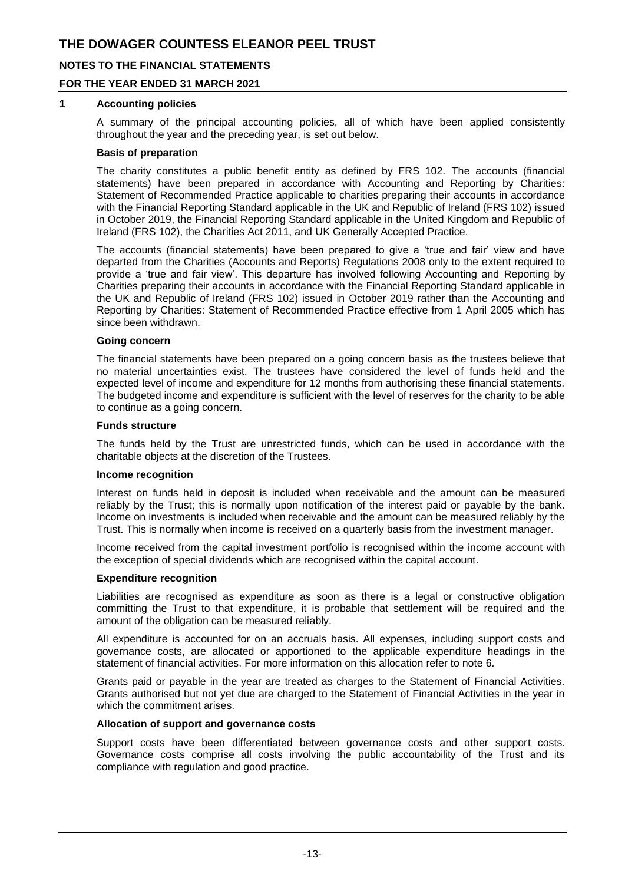# THE DOWAGER COUNTESS ELEANOR PEEL TRUST

## NOTES TO THE FINANCIAL STATEMENTS

## FOR THE YEAR ENDED 31 MARCH 2021

### 1 Accounting policies

A summary of the principal accounting policies, all of which have been applied consistently throughout the year and the preceding year, is set out below.

**Basis of preparation**

The charity constitutes a public benefit entity as defined by FRS 102. The accounts (financial statements) have been prepared in accordance with Accounting and Reporting by Charities: Statement of Recommended Practice applicable to charities preparing their accounts in accordance with the Financial Reporting Standard applicable in the UK and Republic of Ireland (FRS 102) issued in October 2019, the Financial Reporting Standard applicable in the United Kingdom and Republic of Ireland (FRS 102), the Charities Act 2011, and UK Generally Accepted Practice.

The accounts (financial statements) have been prepared to give a 'true and fair' view and have departed from the Charities (Accounts and Reports) Regulations 2008 only to the extent required to provide a 'true and fair view'. This departure has involved following Accounting and Reporting by Charities preparing their accounts in accordance with the Financial Reporting Standard applicable in the UK and Republic of Ireland (FRS 102) issued in October 2019 rather than the Accounting and Reporting by Charities: Statement of Recommended Practice effective from 1 April 2005 which has since been withdrawn.

**Going concern**

The financial statements have been prepared on a going concern basis as the trustees believe that no material uncertainties exist. The trustees have considered the level of funds held and the expected level of income and expenditure for 12 months from authorising these financial statements. The budgeted income and expenditure is sufficient with the level of reserves for the charity to be able to continue as a going concern.

**Funds structure**

The funds held by the Trust are unrestricted funds, which can be used in accordance with the charitable objects at the discretion of the Trustees.

**Income recognition**

Interest on funds held in deposit is included when receivable and the amount can be measured reliably by the Trust; this is normally upon notification of the interest paid or payable by the bank. Income on investments is included when receivable and the amount can be measured reliably by the Trust. This is normally when income is received on a quarterly basis from the investment manager.

Income received from the capital investment portfolio is recognised within the income account with the exception of special dividends which are recognised within the capital account.

**Expenditure recognition**

Liabilities are recognised as expenditure as soon as there is a legal or constructive obligation committing the Trust to that expenditure, it is probable that settlement will be required and the amount of the obligation can be measured reliably.

All expenditure is accounted for on an accruals basis. All expenses, including support costs and governance costs, are allocated or apportioned to the applicable expenditure headings in the statement of financial activities. For more information on this allocation refer to note 6.

Grants paid or payable in the year are treated as charges to the Statement of Financial Activities. Grants authorised but not yet due are charged to the Statement of Financial Activities in the year in which the commitment arises.

**Allocation of support and governance costs**

Support costs have been differentiated between governance costs and other support costs. Governance costs comprise all costs involving the public accountability of the Trust and its compliance with regulation and good practice.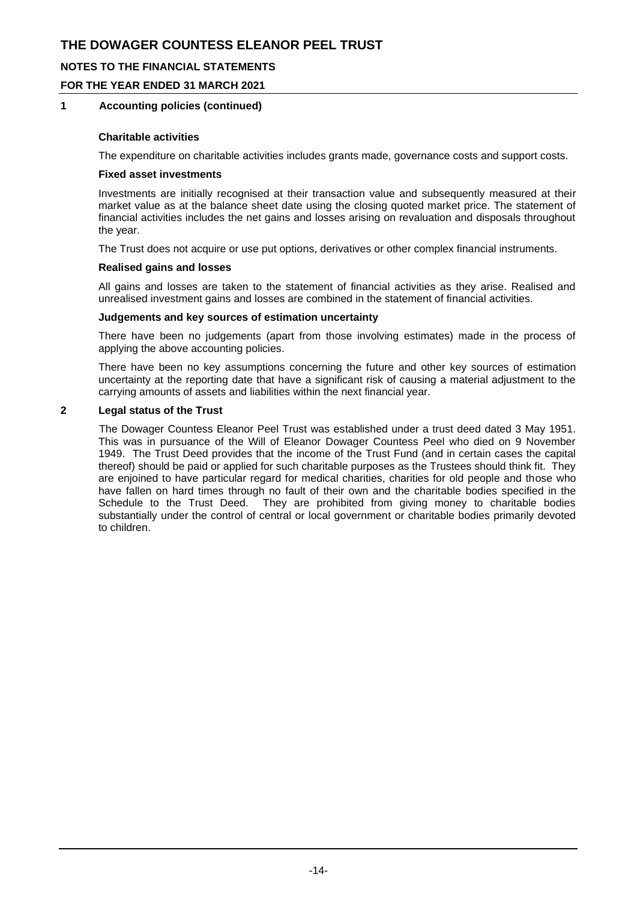## 1 Accounting policies (continued)

**Charitable activities**

The expenditure on charitable activities includes grants made, governance costs and support costs.

**Fixed asset investments**

Investments are initially recognised at their transaction value and subsequently measured at their market value as at the balance sheet date using the closing quoted market price. The statement of financial activities includes the net gains and losses arising on revaluation and disposals throughout the year.

The Trust does not acquire or use put options, derivatives or other complex financial instruments.

**Realised gains and losses**

All gains and losses are taken to the statement of financial activities as they arise. Realised and unrealised investment gains and losses are combined in the statement of financial activities.

**Judgements and key sources of estimation uncertainty**

There have been no judgements (apart from those involving estimates) made in the process of applying the above accounting policies.

There have been no key assumptions concerning the future and other key sources of estimation uncertainty at the reporting date that have a significant risk of causing a material adjustment to the carrying amounts of assets and liabilities within the next financial year.

## 2 Legal status of the Trust

The Dowager Countess Eleanor Peel Trust was established under a trust deed dated 3 May 1951. This was in pursuance of the Will of Eleanor Dowager Countess Peel who died on 9 November 1949. The Trust Deed provides that the income of the Trust Fund (and in certain cases the capital thereof) should be paid or applied for such charitable purposes as the Trustees should think fit. They are enjoined to have particular regard for medical charities, charities for old people and those who have fallen on hard times through no fault of their own and the charitable bodies specified in the Schedule to the Trust Deed. They are prohibited from giving money to charitable bodies substantially under the control of central or local government or charitable bodies primarily devoted to children.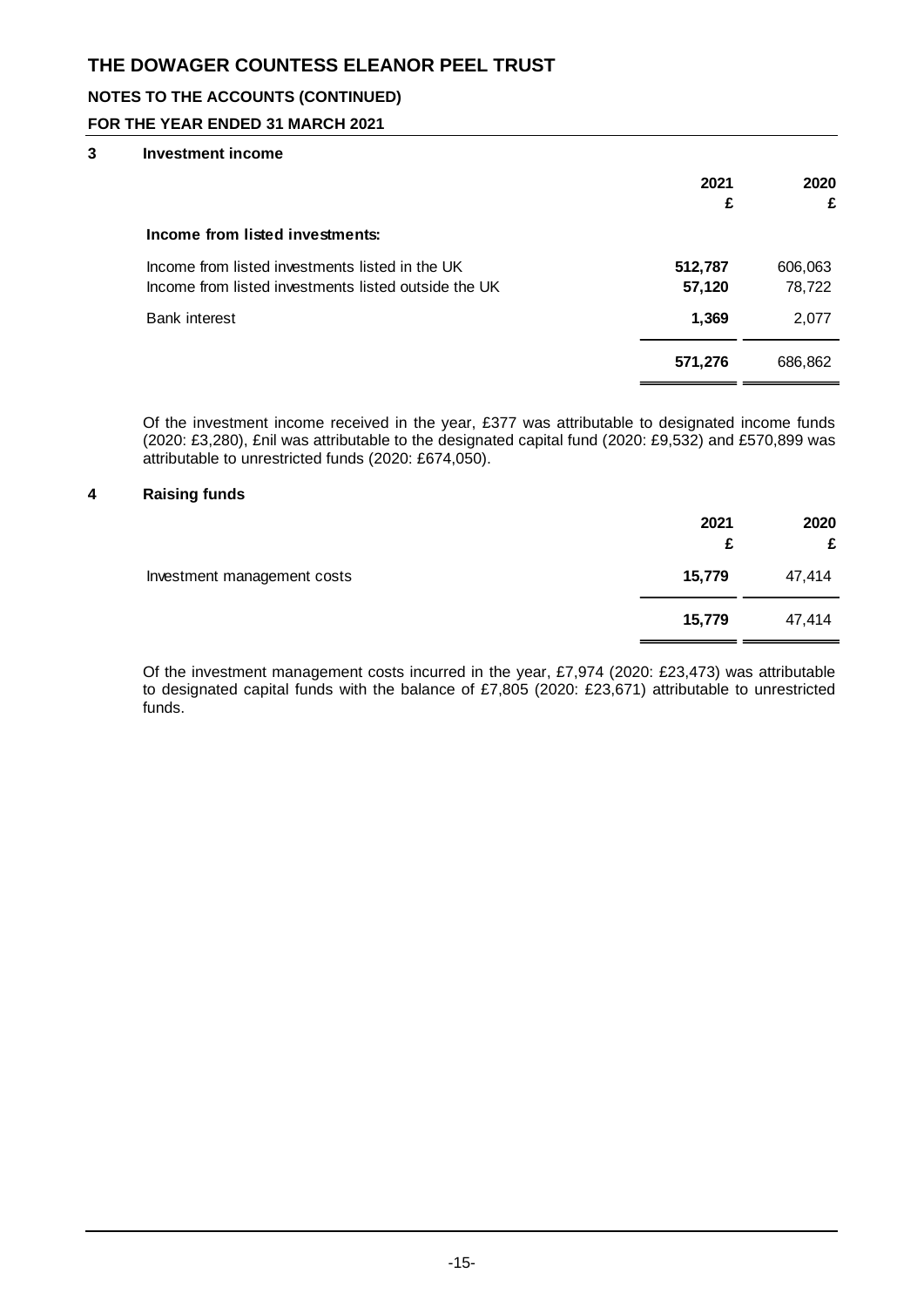# THE DOWAGER COUNTESS ELEANOR PEEL TRUST

## NOTES TO THE ACCOUNTS (CONTINUED)

### FOR THE YEAR ENDED 31 MARCH 2021

### 3 Investment income

| | 2021 £ | 2020 £ |
|---|---|---|
| **Income from listed investments:** | | |
| Income from listed investments listed in the UK | **512,787** | 606,063 |
| Income from listed investments listed outside the UK | **57,120** | 78,722 |
| Bank interest | **1,369** | 2,077 |
| | **571,276** | 686,862 |

Of the investment income received in the year, £377 was attributable to designated income funds (2020: £3,280), £nil was attributable to the designated capital fund (2020: £9,532) and £570,899 was attributable to unrestricted funds (2020: £674,050).

### 4 Raising funds

| | 2021 £ | 2020 £ |
|---|---|---|
| Investment management costs | **15,779** | 47,414 |
| | **15,779** | 47,414 |

Of the investment management costs incurred in the year, £7,974 (2020: £23,473) was attributable to designated capital funds with the balance of £7,805 (2020: £23,671) attributable to unrestricted funds.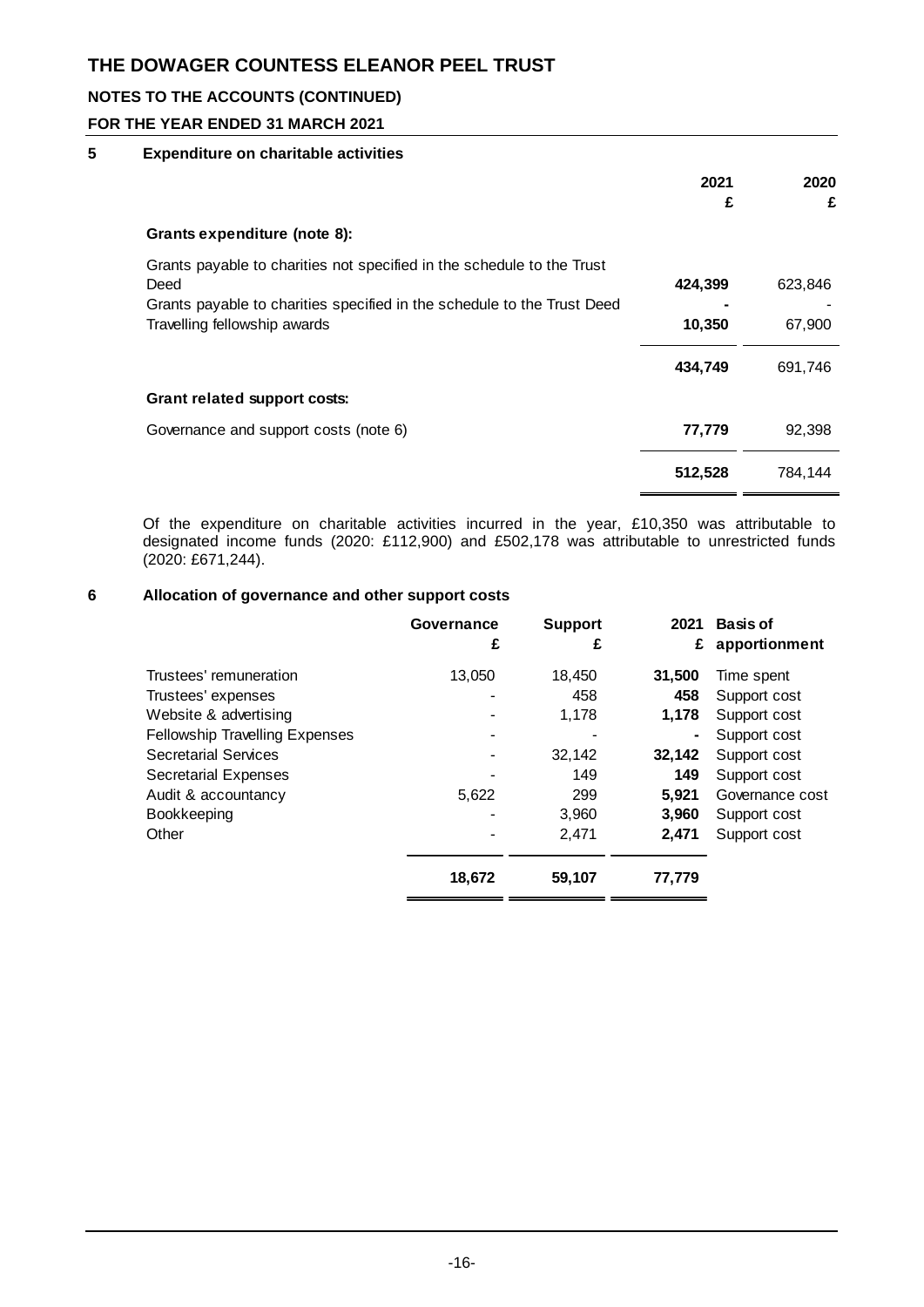# THE DOWAGER COUNTESS ELEANOR PEEL TRUST

## NOTES TO THE ACCOUNTS (CONTINUED)

### FOR THE YEAR ENDED 31 MARCH 2021

### 5 Expenditure on charitable activities

| | 2021<br>£ | 2020<br>£ |
|---|---|---|
| **Grants expenditure (note 8):** | | |
| Grants payable to charities not specified in the schedule to the Trust Deed | **424,399** | 623,846 |
| Grants payable to charities specified in the schedule to the Trust Deed | **-** | - |
| Travelling fellowship awards | **10,350** | 67,900 |
| | **434,749** | 691,746 |
| **Grant related support costs:** | | |
| Governance and support costs (note 6) | **77,779** | 92,398 |
| | **512,528** | 784,144 |

Of the expenditure on charitable activities incurred in the year, £10,350 was attributable to designated income funds (2020: £112,900) and £502,178 was attributable to unrestricted funds (2020: £671,244).

### 6 Allocation of governance and other support costs

| | Governance<br>£ | Support<br>£ | 2021<br>£ | Basis of apportionment |
|---|---|---|---|---|
| Trustees' remuneration | 13,050 | 18,450 | **31,500** | Time spent |
| Trustees' expenses | - | 458 | **458** | Support cost |
| Website & advertising | - | 1,178 | **1,178** | Support cost |
| Fellowship Travelling Expenses | - | - | **-** | Support cost |
| Secretarial Services | - | 32,142 | **32,142** | Support cost |
| Secretarial Expenses | - | 149 | **149** | Support cost |
| Audit & accountancy | 5,622 | 299 | **5,921** | Governance cost |
| Bookkeeping | - | 3,960 | **3,960** | Support cost |
| Other | - | 2,471 | **2,471** | Support cost |
| | **18,672** | **59,107** | **77,779** | |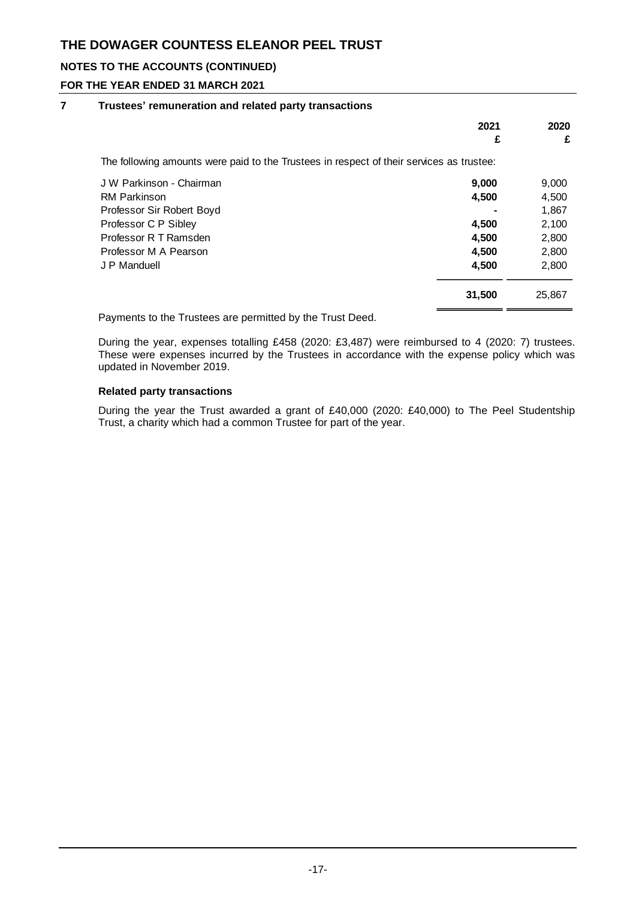# THE DOWAGER COUNTESS ELEANOR PEEL TRUST

**NOTES TO THE ACCOUNTS (CONTINUED)**

**FOR THE YEAR ENDED 31 MARCH 2021**

## 7 Trustees' remuneration and related party transactions

The following amounts were paid to the Trustees in respect of their services as trustee:

| | 2021 £ | 2020 £ |
|---|---|---|
| J W Parkinson - Chairman | **9,000** | 9,000 |
| RM Parkinson | **4,500** | 4,500 |
| Professor Sir Robert Boyd | **-** | 1,867 |
| Professor C P Sibley | **4,500** | 2,100 |
| Professor R T Ramsden | **4,500** | 2,800 |
| Professor M A Pearson | **4,500** | 2,800 |
| J P Manduell | **4,500** | 2,800 |
| | **31,500** | 25,867 |

Payments to the Trustees are permitted by the Trust Deed.

During the year, expenses totalling £458 (2020: £3,487) were reimbursed to 4 (2020: 7) trustees. These were expenses incurred by the Trustees in accordance with the expense policy which was updated in November 2019.

### Related party transactions

During the year the Trust awarded a grant of £40,000 (2020: £40,000) to The Peel Studentship Trust, a charity which had a common Trustee for part of the year.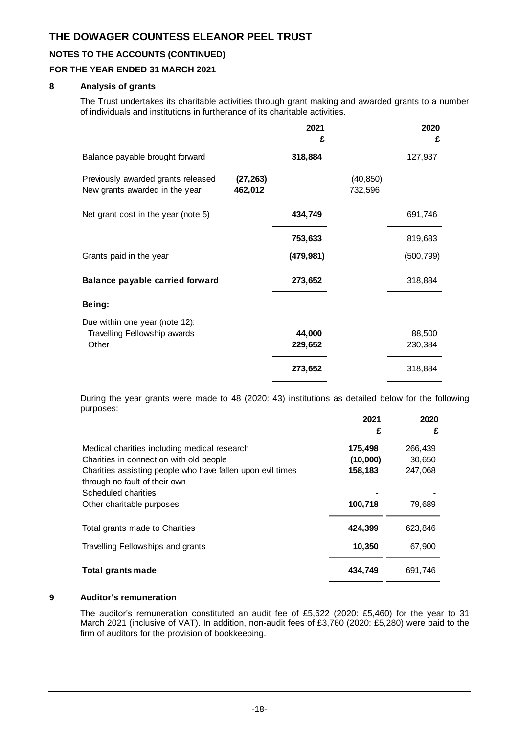# THE DOWAGER COUNTESS ELEANOR PEEL TRUST

## NOTES TO THE ACCOUNTS (CONTINUED)

## FOR THE YEAR ENDED 31 MARCH 2021

### 8 Analysis of grants

The Trust undertakes its charitable activities through grant making and awarded grants to a number of individuals and institutions in furtherance of its charitable activities.

| | | 2021 £ | | 2020 £ |
|---|---|---|---|---|
| Balance payable brought forward | | **318,884** | | 127,937 |
| Previously awarded grants released | **(27,263)** | | (40,850) | |
| New grants awarded in the year | **462,012** | | 732,596 | |
| Net grant cost in the year (note 5) | | **434,749** | | 691,746 |
| | | **753,633** | | 819,683 |
| Grants paid in the year | | **(479,981)** | | (500,799) |
| **Balance payable carried forward** | | **273,652** | | 318,884 |
| **Being:** | | | | |
| Due within one year (note 12): | | | | |
| Travelling Fellowship awards | | **44,000** | | 88,500 |
| Other | | **229,652** | | 230,384 |
| | | **273,652** | | 318,884 |

During the year grants were made to 48 (2020: 43) institutions as detailed below for the following purposes:

| | 2021 £ | 2020 £ |
|---|---|---|
| Medical charities including medical research | **175,498** | 266,439 |
| Charities in connection with old people | **(10,000)** | 30,650 |
| Charities assisting people who have fallen upon evil times through no fault of their own | **158,183** | 247,068 |
| Scheduled charities | **-** | - |
| Other charitable purposes | **100,718** | 79,689 |
| Total grants made to Charities | **424,399** | 623,846 |
| Travelling Fellowships and grants | **10,350** | 67,900 |
| **Total grants made** | **434,749** | 691,746 |

### 9 Auditor's remuneration

The auditor's remuneration constituted an audit fee of £5,622 (2020: £5,460) for the year to 31 March 2021 (inclusive of VAT). In addition, non-audit fees of £3,760 (2020: £5,280) were paid to the firm of auditors for the provision of bookkeeping.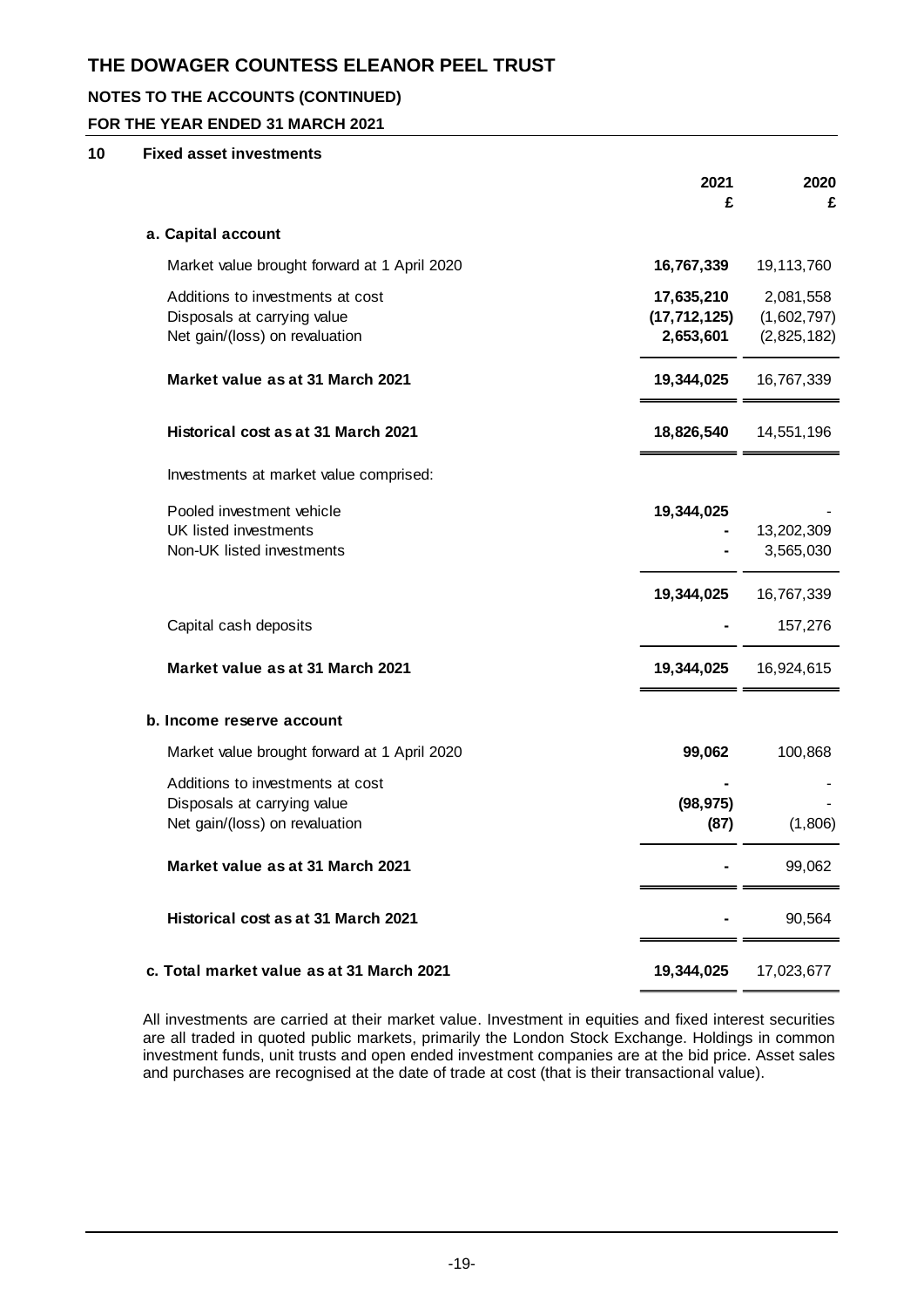# THE DOWAGER COUNTESS ELEANOR PEEL TRUST

## NOTES TO THE ACCOUNTS (CONTINUED)

### FOR THE YEAR ENDED 31 MARCH 2021

### 10 Fixed asset investments

| | 2021<br>£ | 2020<br>£ |
|---|---|---|
| **a. Capital account** | | |
| Market value brought forward at 1 April 2020 | **16,767,339** | 19,113,760 |
| Additions to investments at cost | **17,635,210** | 2,081,558 |
| Disposals at carrying value | **(17,712,125)** | (1,602,797) |
| Net gain/(loss) on revaluation | **2,653,601** | (2,825,182) |
| **Market value as at 31 March 2021** | **19,344,025** | 16,767,339 |
| **Historical cost as at 31 March 2021** | **18,826,540** | 14,551,196 |
| Investments at market value comprised: | | |
| Pooled investment vehicle | **19,344,025** | - |
| UK listed investments | **-** | 13,202,309 |
| Non-UK listed investments | **-** | 3,565,030 |
| | **19,344,025** | 16,767,339 |
| Capital cash deposits | **-** | 157,276 |
| **Market value as at 31 March 2021** | **19,344,025** | 16,924,615 |
| **b. Income reserve account** | | |
| Market value brought forward at 1 April 2020 | **99,062** | 100,868 |
| Additions to investments at cost | **-** | - |
| Disposals at carrying value | **(98,975)** | - |
| Net gain/(loss) on revaluation | **(87)** | (1,806) |
| **Market value as at 31 March 2021** | **-** | 99,062 |
| **Historical cost as at 31 March 2021** | **-** | 90,564 |
| **c. Total market value as at 31 March 2021** | **19,344,025** | 17,023,677 |

All investments are carried at their market value. Investment in equities and fixed interest securities are all traded in quoted public markets, primarily the London Stock Exchange. Holdings in common investment funds, unit trusts and open ended investment companies are at the bid price. Asset sales and purchases are recognised at the date of trade at cost (that is their transactional value).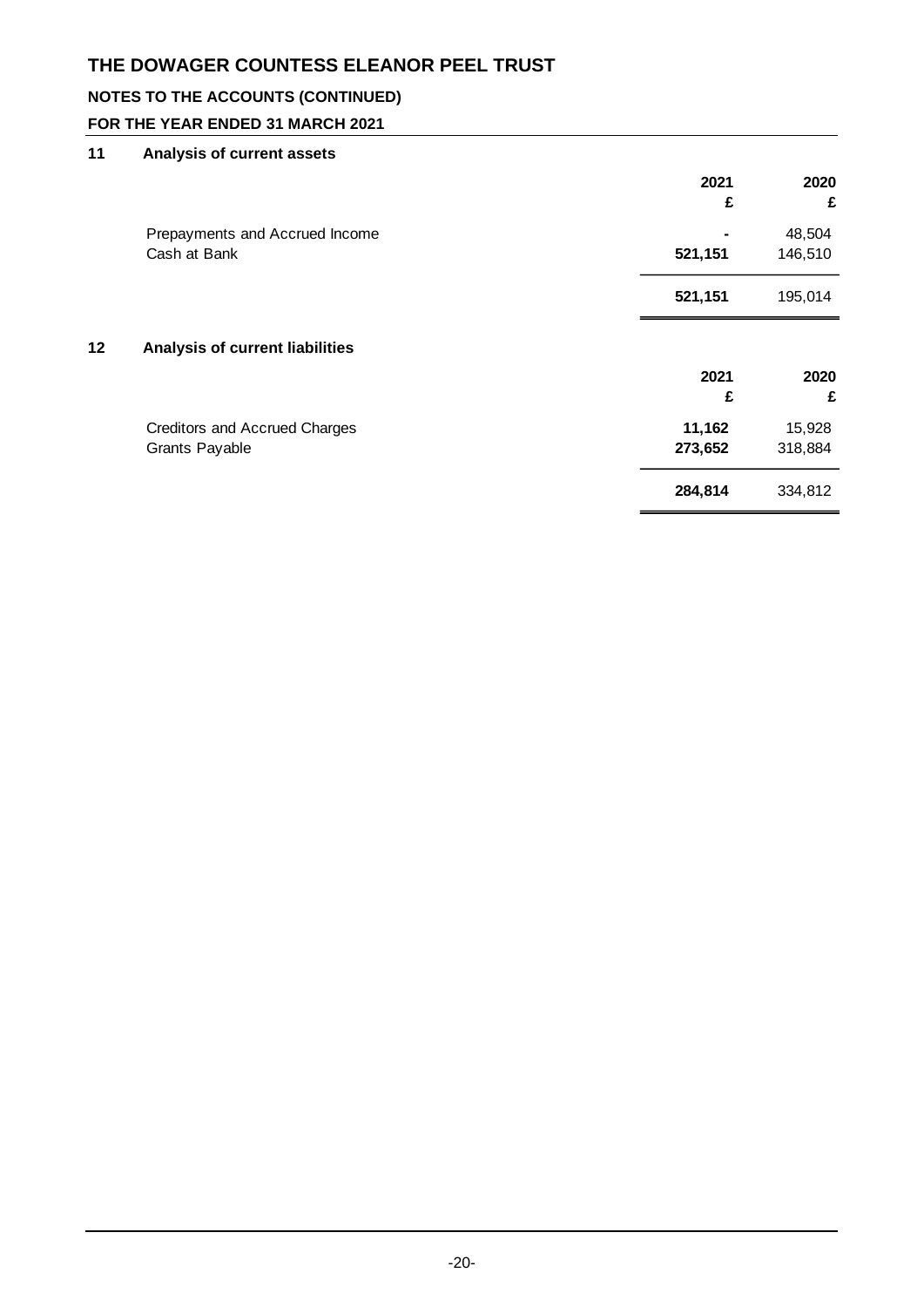# THE DOWAGER COUNTESS ELEANOR PEEL TRUST

## NOTES TO THE ACCOUNTS (CONTINUED)

## FOR THE YEAR ENDED 31 MARCH 2021

### 11 Analysis of current assets

| | 2021<br>£ | 2020<br>£ |
|---|---|---|
| Prepayments and Accrued Income | - | 48,504 |
| Cash at Bank | **521,151** | 146,510 |
| | **521,151** | 195,014 |

### 12 Analysis of current liabilities

| | 2021<br>£ | 2020<br>£ |
|---|---|---|
| Creditors and Accrued Charges | **11,162** | 15,928 |
| Grants Payable | **273,652** | 318,884 |
| | **284,814** | 334,812 |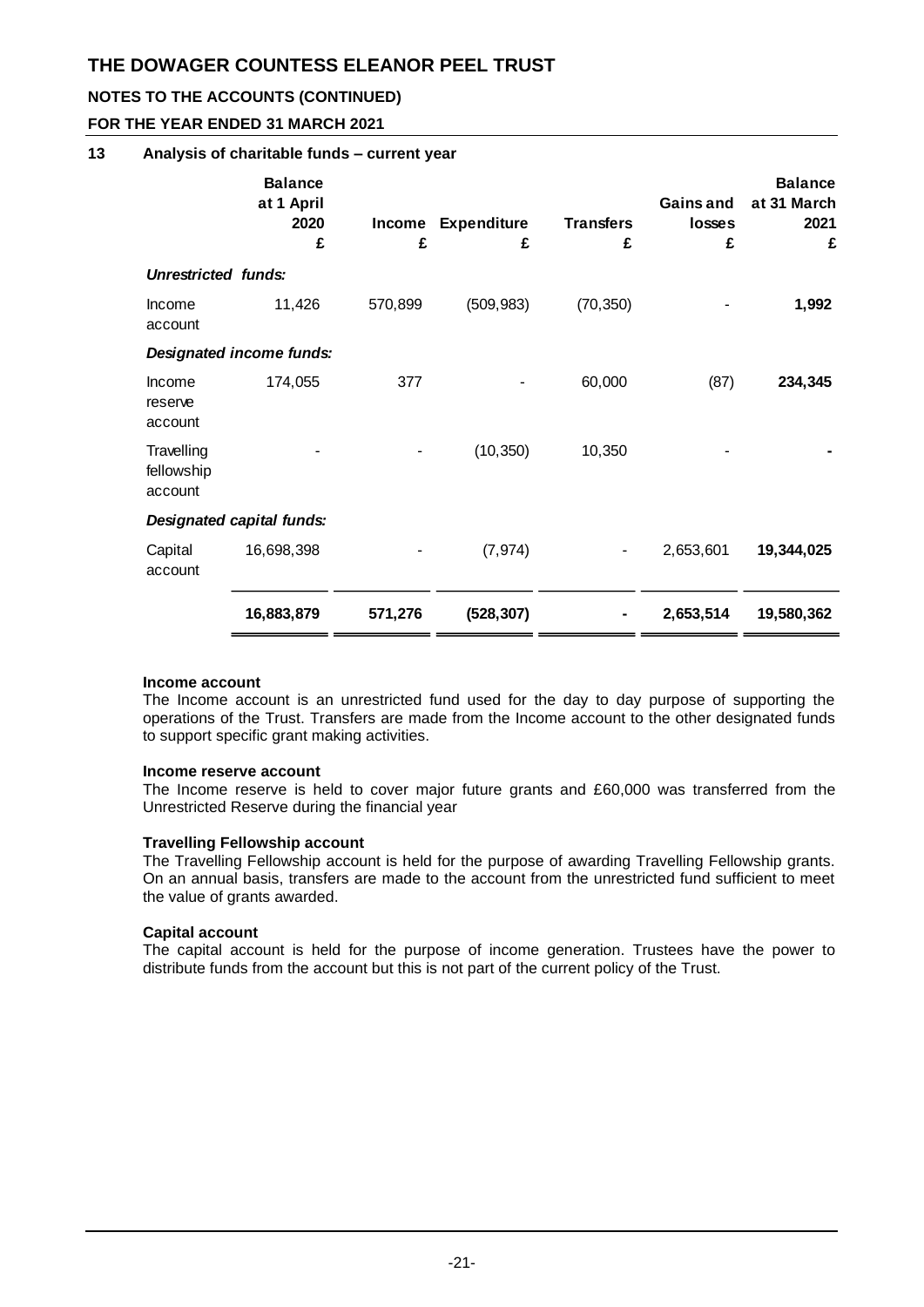## 13 Analysis of charitable funds – current year

| | Balance at 1 April 2020 £ | Income £ | Expenditure £ | Transfers £ | Gains and losses £ | Balance at 31 March 2021 £ |
|---|---|---|---|---|---|---|
| ***Unrestricted funds:*** | | | | | | |
| Income account | 11,426 | 570,899 | (509,983) | (70,350) | - | **1,992** |
| ***Designated income funds:*** | | | | | | |
| Income reserve account | 174,055 | 377 | - | 60,000 | (87) | **234,345** |
| Travelling fellowship account | - | - | (10,350) | 10,350 | - | **-** |
| ***Designated capital funds:*** | | | | | | |
| Capital account | 16,698,398 | - | (7,974) | - | 2,653,601 | **19,344,025** |
| | **16,883,879** | **571,276** | **(528,307)** | **-** | **2,653,514** | **19,580,362** |

**Income account**

The Income account is an unrestricted fund used for the day to day purpose of supporting the operations of the Trust. Transfers are made from the Income account to the other designated funds to support specific grant making activities.

**Income reserve account**

The Income reserve is held to cover major future grants and £60,000 was transferred from the Unrestricted Reserve during the financial year

**Travelling Fellowship account**

The Travelling Fellowship account is held for the purpose of awarding Travelling Fellowship grants. On an annual basis, transfers are made to the account from the unrestricted fund sufficient to meet the value of grants awarded.

**Capital account**

The capital account is held for the purpose of income generation. Trustees have the power to distribute funds from the account but this is not part of the current policy of the Trust.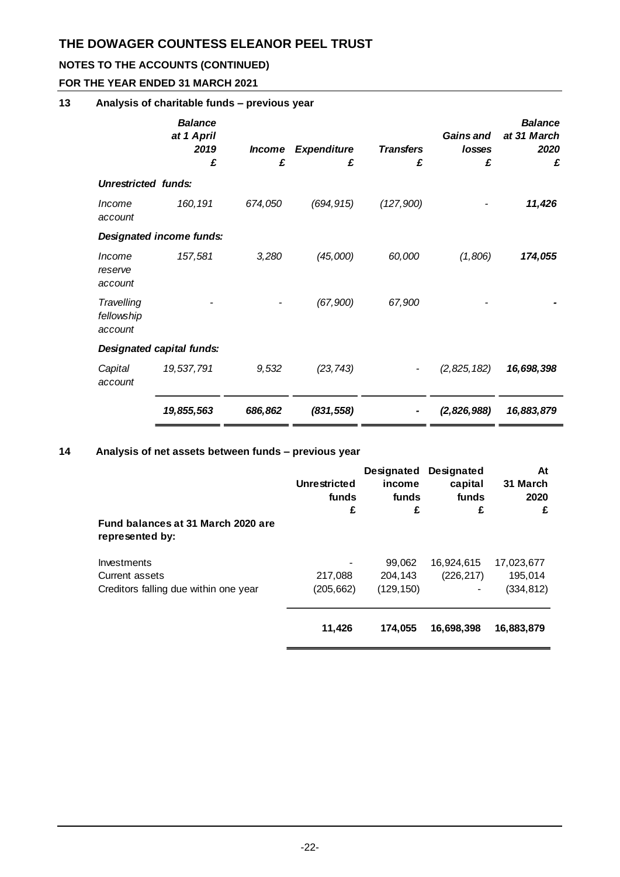# THE DOWAGER COUNTESS ELEANOR PEEL TRUST

## NOTES TO THE ACCOUNTS (CONTINUED)

## FOR THE YEAR ENDED 31 MARCH 2021

### 13 Analysis of charitable funds – previous year

| | *Balance at 1 April 2019* | *Income* | *Expenditure* | *Transfers* | *Gains and losses* | *Balance at 31 March 2020* |
|---|---|---|---|---|---|---|
| | *£* | *£* | *£* | *£* | *£* | *£* |
| ***Unrestricted funds:*** | | | | | | |
| *Income account* | *160,191* | *674,050* | *(694,915)* | *(127,900)* | *-* | ***11,426*** |
| ***Designated income funds:*** | | | | | | |
| *Income reserve account* | *157,581* | *3,280* | *(45,000)* | *60,000* | *(1,806)* | ***174,055*** |
| *Travelling fellowship account* | *-* | *-* | *(67,900)* | *67,900* | *-* | ***-*** |
| ***Designated capital funds:*** | | | | | | |
| *Capital account* | *19,537,791* | *9,532* | *(23,743)* | *-* | *(2,825,182)* | ***16,698,398*** |
| | ***19,855,563*** | ***686,862*** | ***(831,558)*** | ***-*** | ***(2,826,988)*** | ***16,883,879*** |

### 14 Analysis of net assets between funds – previous year

| | **Unrestricted funds** | **Designated income funds** | **Designated capital funds** | **At 31 March 2020** |
|---|---|---|---|---|
| | **£** | **£** | **£** | **£** |
| **Fund balances at 31 March 2020 are represented by:** | | | | |
| Investments | - | 99,062 | 16,924,615 | 17,023,677 |
| Current assets | 217,088 | 204,143 | (226,217) | 195,014 |
| Creditors falling due within one year | (205,662) | (129,150) | - | (334,812) |
| | **11,426** | **174,055** | **16,698,398** | **16,883,879** |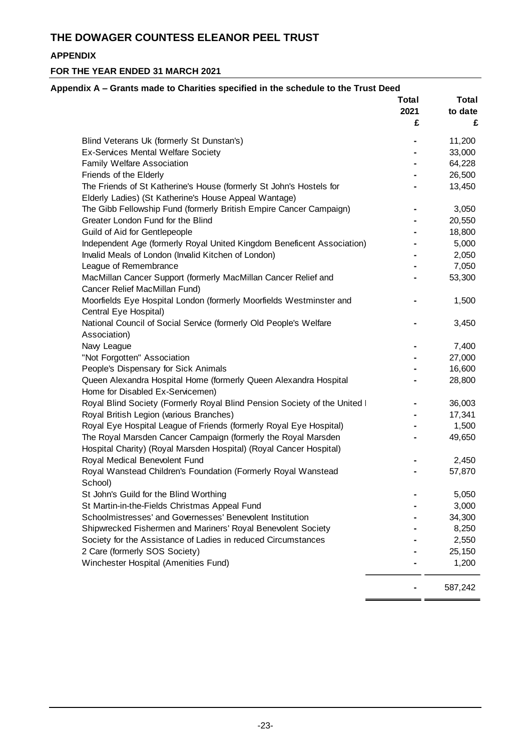# THE DOWAGER COUNTESS ELEANOR PEEL TRUST

**APPENDIX**

**FOR THE YEAR ENDED 31 MARCH 2021**

**Appendix A – Grants made to Charities specified in the schedule to the Trust Deed**

| | Total 2021 £ | Total to date £ |
|---|---|---|
| Blind Veterans Uk (formerly St Dunstan's) | - | 11,200 |
| Ex-Services Mental Welfare Society | - | 33,000 |
| Family Welfare Association | - | 64,228 |
| Friends of the Elderly | - | 26,500 |
| The Friends of St Katherine's House (formerly St John's Hostels for Elderly Ladies) (St Katherine's House Appeal Wantage) | - | 13,450 |
| The Gibb Fellowship Fund (formerly British Empire Cancer Campaign) | - | 3,050 |
| Greater London Fund for the Blind | - | 20,550 |
| Guild of Aid for Gentlepeople | - | 18,800 |
| Independent Age (formerly Royal United Kingdom Beneficent Association) | - | 5,000 |
| Invalid Meals of London (Invalid Kitchen of London) | - | 2,050 |
| League of Remembrance | - | 7,050 |
| MacMillan Cancer Support (formerly MacMillan Cancer Relief and Cancer Relief MacMillan Fund) | - | 53,300 |
| Moorfields Eye Hospital London (formerly Moorfields Westminster and Central Eye Hospital) | - | 1,500 |
| National Council of Social Service (formerly Old People's Welfare Association) | - | 3,450 |
| Navy League | - | 7,400 |
| "Not Forgotten" Association | - | 27,000 |
| People's Dispensary for Sick Animals | - | 16,600 |
| Queen Alexandra Hospital Home (formerly Queen Alexandra Hospital Home for Disabled Ex-Servicemen) | - | 28,800 |
| Royal Blind Society (Formerly Royal Blind Pension Society of the United I | - | 36,003 |
| Royal British Legion (various Branches) | - | 17,341 |
| Royal Eye Hospital League of Friends (formerly Royal Eye Hospital) | - | 1,500 |
| The Royal Marsden Cancer Campaign (formerly the Royal Marsden Hospital Charity) (Royal Marsden Hospital) (Royal Cancer Hospital) | - | 49,650 |
| Royal Medical Benevolent Fund | - | 2,450 |
| Royal Wanstead Children's Foundation (Formerly Royal Wanstead School) | - | 57,870 |
| St John's Guild for the Blind Worthing | - | 5,050 |
| St Martin-in-the-Fields Christmas Appeal Fund | - | 3,000 |
| Schoolmistresses' and Governesses' Benevolent Institution | - | 34,300 |
| Shipwrecked Fishermen and Mariners' Royal Benevolent Society | - | 8,250 |
| Society for the Assistance of Ladies in reduced Circumstances | - | 2,550 |
| 2 Care (formerly SOS Society) | - | 25,150 |
| Winchester Hospital (Amenities Fund) | - | 1,200 |
| | - | 587,242 |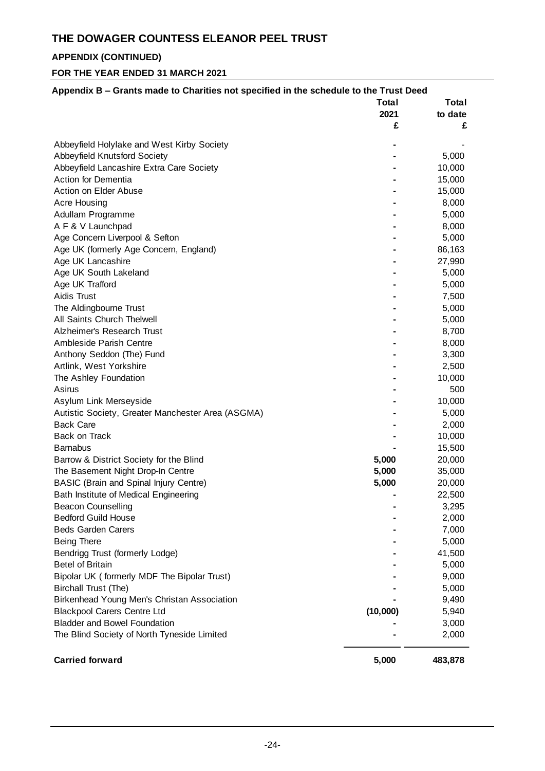# THE DOWAGER COUNTESS ELEANOR PEEL TRUST

## APPENDIX (CONTINUED)

## FOR THE YEAR ENDED 31 MARCH 2021

### Appendix B – Grants made to Charities not specified in the schedule to the Trust Deed

| | Total 2021 £ | Total to date £ |
|---|---|---|
| Abbeyfield Holylake and West Kirby Society | - | - |
| Abbeyfield Knutsford Society | - | 5,000 |
| Abbeyfield Lancashire Extra Care Society | - | 10,000 |
| Action for Dementia | - | 15,000 |
| Action on Elder Abuse | - | 15,000 |
| Acre Housing | - | 8,000 |
| Adullam Programme | - | 5,000 |
| A F & V Launchpad | - | 8,000 |
| Age Concern Liverpool & Sefton | - | 5,000 |
| Age UK (formerly Age Concern, England) | - | 86,163 |
| Age UK Lancashire | - | 27,990 |
| Age UK South Lakeland | - | 5,000 |
| Age UK Trafford | - | 5,000 |
| Aidis Trust | - | 7,500 |
| The Aldingbourne Trust | - | 5,000 |
| All Saints Church Thelwell | - | 5,000 |
| Alzheimer's Research Trust | - | 8,700 |
| Ambleside Parish Centre | - | 8,000 |
| Anthony Seddon (The) Fund | - | 3,300 |
| Artlink, West Yorkshire | - | 2,500 |
| The Ashley Foundation | - | 10,000 |
| Asirus | - | 500 |
| Asylum Link Merseyside | - | 10,000 |
| Autistic Society, Greater Manchester Area (ASGMA) | - | 5,000 |
| Back Care | - | 2,000 |
| Back on Track | - | 10,000 |
| Barnabus | - | 15,500 |
| Barrow & District Society for the Blind | **5,000** | 20,000 |
| The Basement Night Drop-In Centre | **5,000** | 35,000 |
| BASIC (Brain and Spinal Injury Centre) | **5,000** | 20,000 |
| Bath Institute of Medical Engineering | - | 22,500 |
| Beacon Counselling | - | 3,295 |
| Bedford Guild House | - | 2,000 |
| Beds Garden Carers | - | 7,000 |
| Being There | - | 5,000 |
| Bendrigg Trust (formerly Lodge) | - | 41,500 |
| Betel of Britain | - | 5,000 |
| Bipolar UK ( formerly MDF The Bipolar Trust) | - | 9,000 |
| Birchall Trust (The) | - | 5,000 |
| Birkenhead Young Men's Christan Association | - | 9,490 |
| Blackpool Carers Centre Ltd | **(10,000)** | 5,940 |
| Bladder and Bowel Foundation | - | 3,000 |
| The Blind Society of North Tyneside Limited | - | 2,000 |
| **Carried forward** | **5,000** | **483,878** |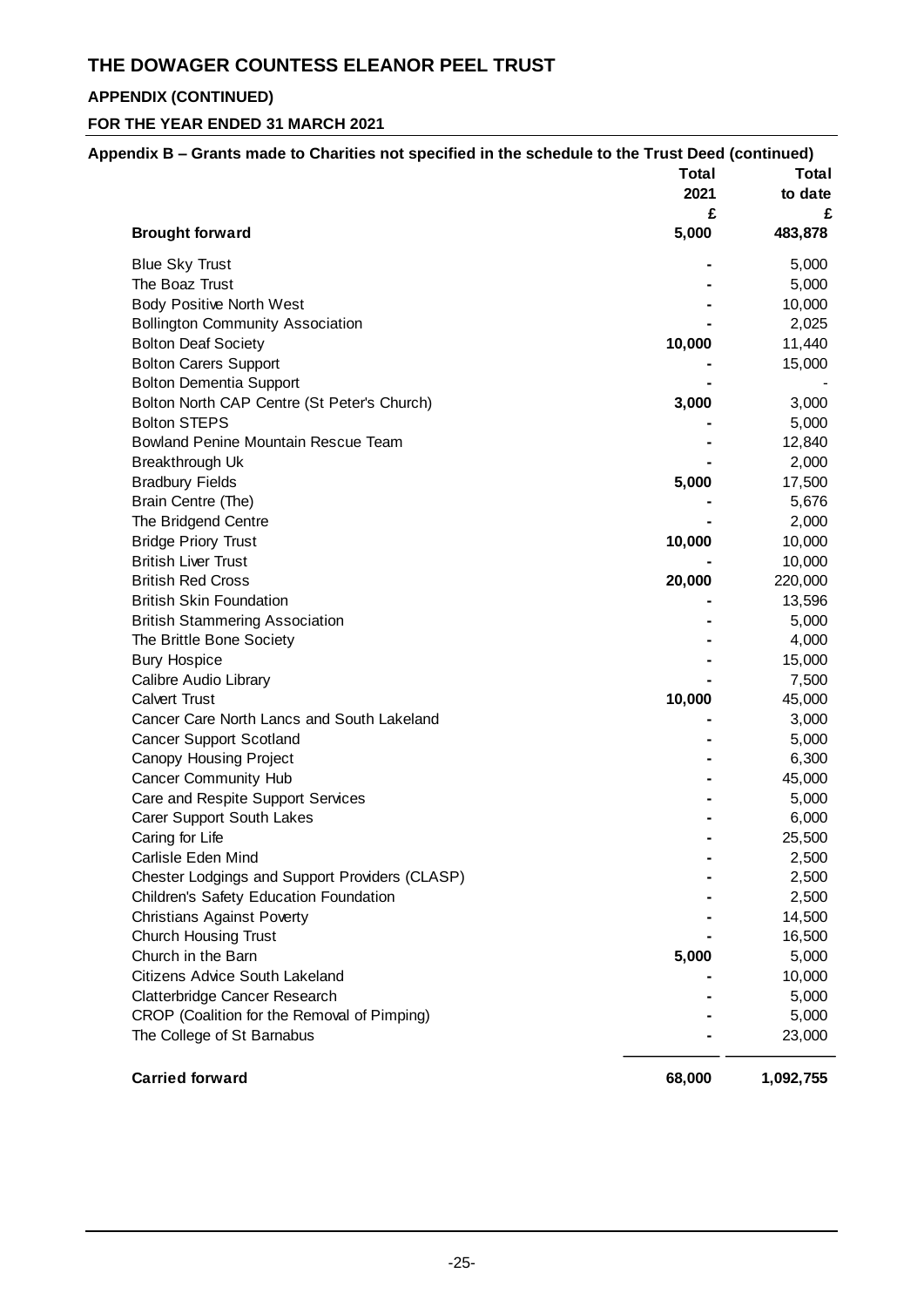# THE DOWAGER COUNTESS ELEANOR PEEL TRUST

## APPENDIX (CONTINUED)

## FOR THE YEAR ENDED 31 MARCH 2021

**Appendix B – Grants made to Charities not specified in the schedule to the Trust Deed (continued)**

| | Total 2021 £ | Total to date £ |
|---|---|---|
| **Brought forward** | **5,000** | **483,878** |
| Blue Sky Trust | - | 5,000 |
| The Boaz Trust | - | 5,000 |
| Body Positive North West | - | 10,000 |
| Bollington Community Association | - | 2,025 |
| Bolton Deaf Society | **10,000** | 11,440 |
| Bolton Carers Support | - | 15,000 |
| Bolton Dementia Support | - | - |
| Bolton North CAP Centre (St Peter's Church) | **3,000** | 3,000 |
| Bolton STEPS | - | 5,000 |
| Bowland Penine Mountain Rescue Team | - | 12,840 |
| Breakthrough Uk | - | 2,000 |
| Bradbury Fields | **5,000** | 17,500 |
| Brain Centre (The) | - | 5,676 |
| The Bridgend Centre | - | 2,000 |
| Bridge Priory Trust | **10,000** | 10,000 |
| British Liver Trust | - | 10,000 |
| British Red Cross | **20,000** | 220,000 |
| British Skin Foundation | - | 13,596 |
| British Stammering Association | - | 5,000 |
| The Brittle Bone Society | - | 4,000 |
| Bury Hospice | - | 15,000 |
| Calibre Audio Library | - | 7,500 |
| Calvert Trust | **10,000** | 45,000 |
| Cancer Care North Lancs and South Lakeland | - | 3,000 |
| Cancer Support Scotland | - | 5,000 |
| Canopy Housing Project | - | 6,300 |
| Cancer Community Hub | - | 45,000 |
| Care and Respite Support Services | - | 5,000 |
| Carer Support South Lakes | - | 6,000 |
| Caring for Life | - | 25,500 |
| Carlisle Eden Mind | - | 2,500 |
| Chester Lodgings and Support Providers (CLASP) | - | 2,500 |
| Children's Safety Education Foundation | - | 2,500 |
| Christians Against Poverty | - | 14,500 |
| Church Housing Trust | - | 16,500 |
| Church in the Barn | **5,000** | 5,000 |
| Citizens Advice South Lakeland | - | 10,000 |
| Clatterbridge Cancer Research | - | 5,000 |
| CROP (Coalition for the Removal of Pimping) | - | 5,000 |
| The College of St Barnabus | - | 23,000 |
| **Carried forward** | **68,000** | **1,092,755** |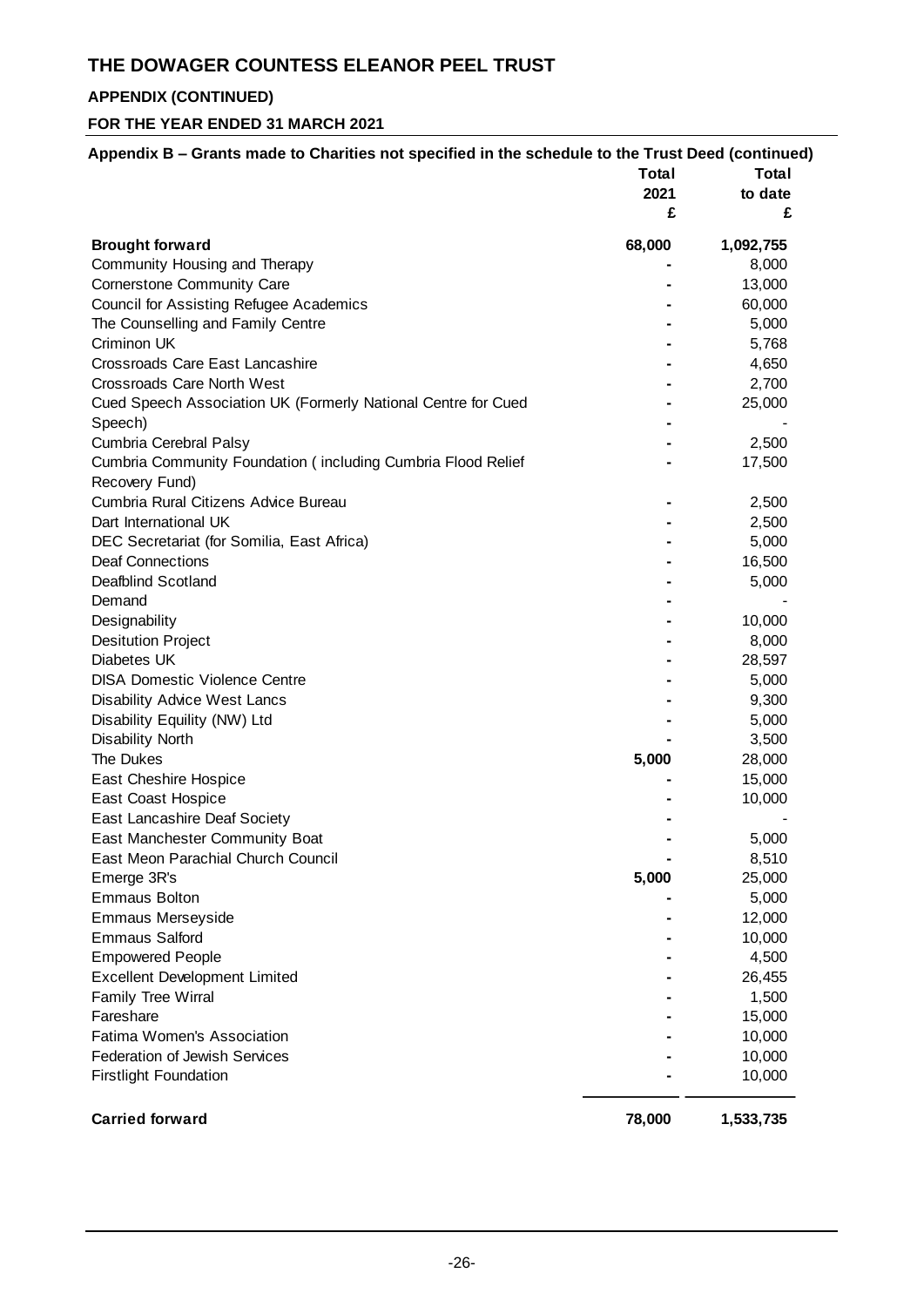# THE DOWAGER COUNTESS ELEANOR PEEL TRUST

## APPENDIX (CONTINUED)

## FOR THE YEAR ENDED 31 MARCH 2021

### Appendix B – Grants made to Charities not specified in the schedule to the Trust Deed (continued)

| | Total 2021 £ | Total to date £ |
|---|---|---|
| **Brought forward** | **68,000** | **1,092,755** |
| Community Housing and Therapy | - | 8,000 |
| Cornerstone Community Care | - | 13,000 |
| Council for Assisting Refugee Academics | - | 60,000 |
| The Counselling and Family Centre | - | 5,000 |
| Criminon UK | - | 5,768 |
| Crossroads Care East Lancashire | - | 4,650 |
| Crossroads Care North West | - | 2,700 |
| Cued Speech Association UK (Formerly National Centre for Cued | - | 25,000 |
| Speech) | - | - |
| Cumbria Cerebral Palsy | - | 2,500 |
| Cumbria Community Foundation ( including Cumbria Flood Relief Recovery Fund) | - | 17,500 |
| Cumbria Rural Citizens Advice Bureau | - | 2,500 |
| Dart International UK | - | 2,500 |
| DEC Secretariat (for Somilia, East Africa) | - | 5,000 |
| Deaf Connections | - | 16,500 |
| Deafblind Scotland | - | 5,000 |
| Demand | - | - |
| Designability | - | 10,000 |
| Desitution Project | - | 8,000 |
| Diabetes UK | - | 28,597 |
| DISA Domestic Violence Centre | - | 5,000 |
| Disability Advice West Lancs | - | 9,300 |
| Disability Equility (NW) Ltd | - | 5,000 |
| Disability North | - | 3,500 |
| The Dukes | 5,000 | 28,000 |
| East Cheshire Hospice | - | 15,000 |
| East Coast Hospice | - | 10,000 |
| East Lancashire Deaf Society | - | - |
| East Manchester Community Boat | - | 5,000 |
| East Meon Parachial Church Council | - | 8,510 |
| Emerge 3R's | 5,000 | 25,000 |
| Emmaus Bolton | - | 5,000 |
| Emmaus Merseyside | - | 12,000 |
| Emmaus Salford | - | 10,000 |
| Empowered People | - | 4,500 |
| Excellent Development Limited | - | 26,455 |
| Family Tree Wirral | - | 1,500 |
| Fareshare | - | 15,000 |
| Fatima Women's Association | - | 10,000 |
| Federation of Jewish Services | - | 10,000 |
| Firstlight Foundation | - | 10,000 |
| **Carried forward** | **78,000** | **1,533,735** |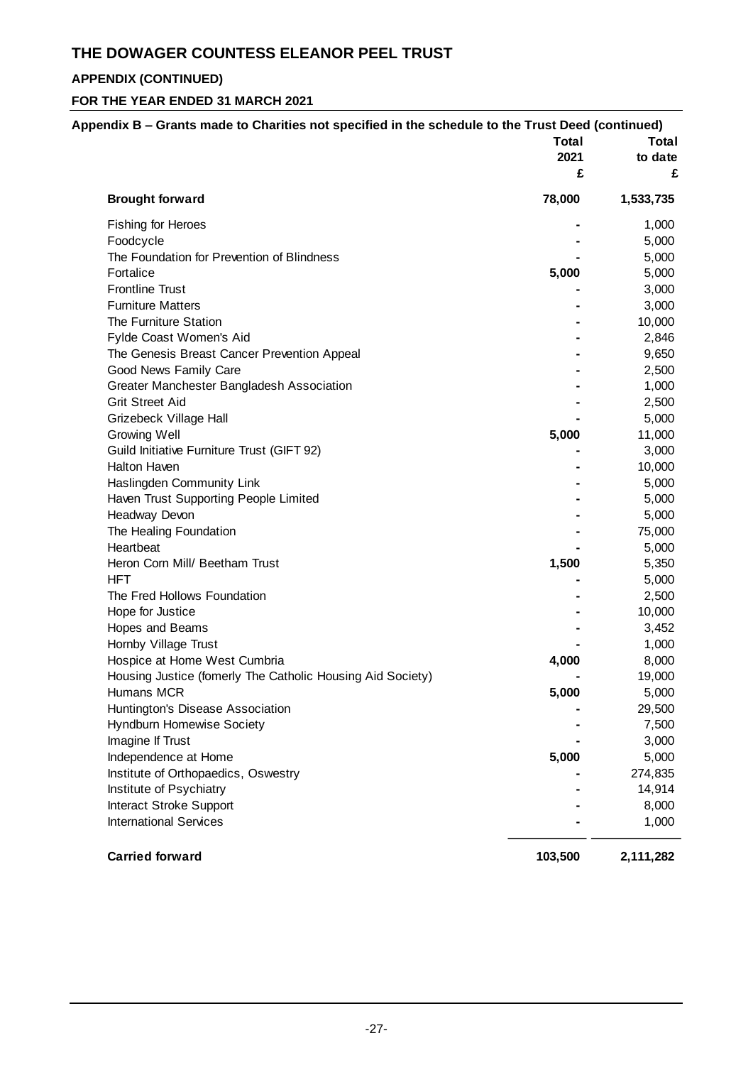# THE DOWAGER COUNTESS ELEANOR PEEL TRUST

## APPENDIX (CONTINUED)

## FOR THE YEAR ENDED 31 MARCH 2021

### Appendix B – Grants made to Charities not specified in the schedule to the Trust Deed (continued)

| | Total 2021 £ | Total to date £ |
|---|---|---|
| **Brought forward** | **78,000** | **1,533,735** |
| Fishing for Heroes | - | 1,000 |
| Foodcycle | - | 5,000 |
| The Foundation for Prevention of Blindness | - | 5,000 |
| Fortalice | **5,000** | 5,000 |
| Frontline Trust | - | 3,000 |
| Furniture Matters | - | 3,000 |
| The Furniture Station | - | 10,000 |
| Fylde Coast Women's Aid | - | 2,846 |
| The Genesis Breast Cancer Prevention Appeal | - | 9,650 |
| Good News Family Care | - | 2,500 |
| Greater Manchester Bangladesh Association | - | 1,000 |
| Grit Street Aid | - | 2,500 |
| Grizebeck Village Hall | - | 5,000 |
| Growing Well | **5,000** | 11,000 |
| Guild Initiative Furniture Trust (GIFT 92) | - | 3,000 |
| Halton Haven | - | 10,000 |
| Haslingden Community Link | - | 5,000 |
| Haven Trust Supporting People Limited | - | 5,000 |
| Headway Devon | - | 5,000 |
| The Healing Foundation | - | 75,000 |
| Heartbeat | - | 5,000 |
| Heron Corn Mill/ Beetham Trust | **1,500** | 5,350 |
| HFT | - | 5,000 |
| The Fred Hollows Foundation | - | 2,500 |
| Hope for Justice | - | 10,000 |
| Hopes and Beams | - | 3,452 |
| Hornby Village Trust | - | 1,000 |
| Hospice at Home West Cumbria | **4,000** | 8,000 |
| Housing Justice (fomerly The Catholic Housing Aid Society) | - | 19,000 |
| Humans MCR | **5,000** | 5,000 |
| Huntington's Disease Association | - | 29,500 |
| Hyndburn Homewise Society | - | 7,500 |
| Imagine If Trust | - | 3,000 |
| Independence at Home | **5,000** | 5,000 |
| Institute of Orthopaedics, Oswestry | - | 274,835 |
| Institute of Psychiatry | - | 14,914 |
| Interact Stroke Support | - | 8,000 |
| International Services | - | 1,000 |
| **Carried forward** | **103,500** | **2,111,282** |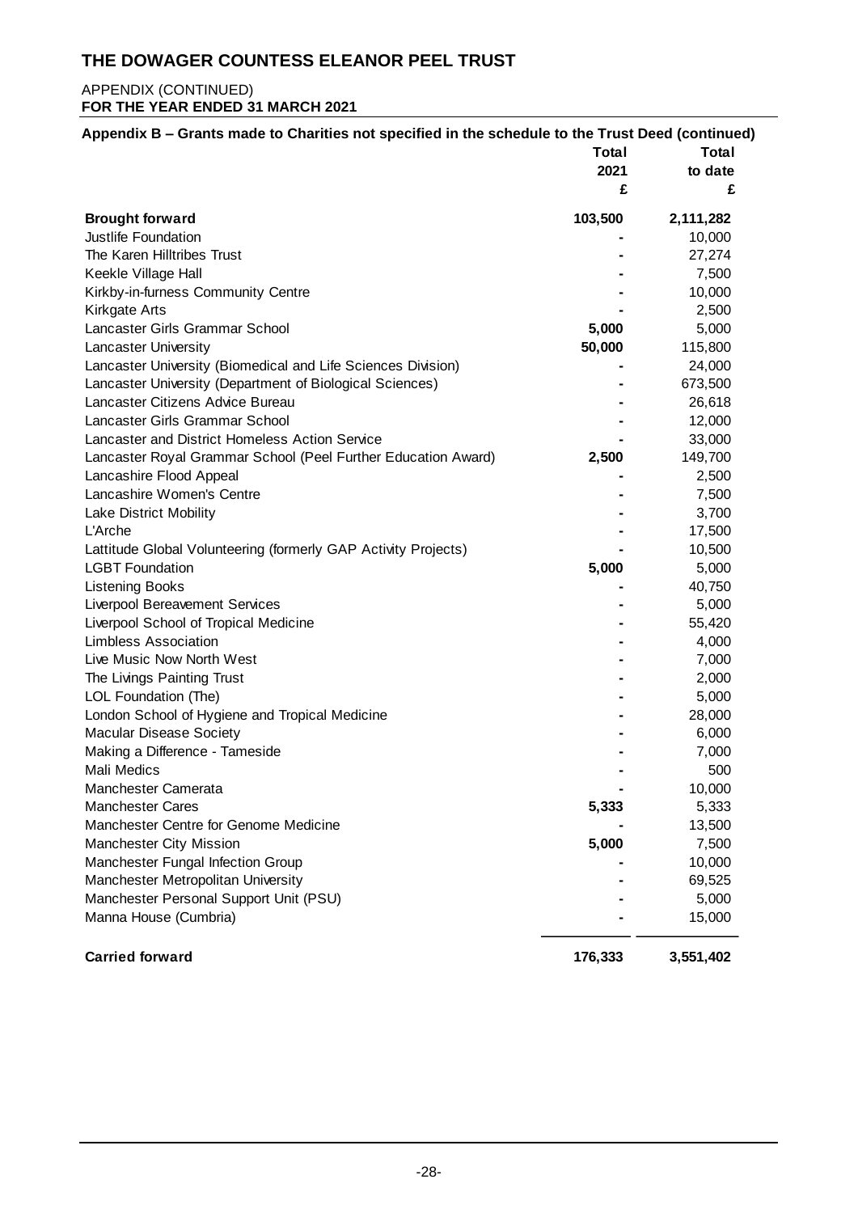# THE DOWAGER COUNTESS ELEANOR PEEL TRUST

APPENDIX (CONTINUED)
**FOR THE YEAR ENDED 31 MARCH 2021**

**Appendix B – Grants made to Charities not specified in the schedule to the Trust Deed (continued)**

| | Total 2021 £ | Total to date £ |
|---|---|---|
| **Brought forward** | **103,500** | **2,111,282** |
| Justlife Foundation | - | 10,000 |
| The Karen Hilltribes Trust | - | 27,274 |
| Keekle Village Hall | - | 7,500 |
| Kirkby-in-furness Community Centre | - | 10,000 |
| Kirkgate Arts | - | 2,500 |
| Lancaster Girls Grammar School | **5,000** | 5,000 |
| Lancaster University | **50,000** | 115,800 |
| Lancaster University (Biomedical and Life Sciences Division) | - | 24,000 |
| Lancaster University (Department of Biological Sciences) | - | 673,500 |
| Lancaster Citizens Advice Bureau | - | 26,618 |
| Lancaster Girls Grammar School | - | 12,000 |
| Lancaster and District Homeless Action Service | - | 33,000 |
| Lancaster Royal Grammar School (Peel Further Education Award) | **2,500** | 149,700 |
| Lancashire Flood Appeal | - | 2,500 |
| Lancashire Women's Centre | - | 7,500 |
| Lake District Mobility | - | 3,700 |
| L'Arche | - | 17,500 |
| Lattitude Global Volunteering (formerly GAP Activity Projects) | - | 10,500 |
| LGBT Foundation | **5,000** | 5,000 |
| Listening Books | - | 40,750 |
| Liverpool Bereavement Services | - | 5,000 |
| Liverpool School of Tropical Medicine | - | 55,420 |
| Limbless Association | - | 4,000 |
| Live Music Now North West | - | 7,000 |
| The Livings Painting Trust | - | 2,000 |
| LOL Foundation (The) | - | 5,000 |
| London School of Hygiene and Tropical Medicine | - | 28,000 |
| Macular Disease Society | - | 6,000 |
| Making a Difference - Tameside | - | 7,000 |
| Mali Medics | - | 500 |
| Manchester Camerata | - | 10,000 |
| Manchester Cares | **5,333** | 5,333 |
| Manchester Centre for Genome Medicine | - | 13,500 |
| Manchester City Mission | **5,000** | 7,500 |
| Manchester Fungal Infection Group | - | 10,000 |
| Manchester Metropolitan University | - | 69,525 |
| Manchester Personal Support Unit (PSU) | - | 5,000 |
| Manna House (Cumbria) | - | 15,000 |
| **Carried forward** | **176,333** | **3,551,402** |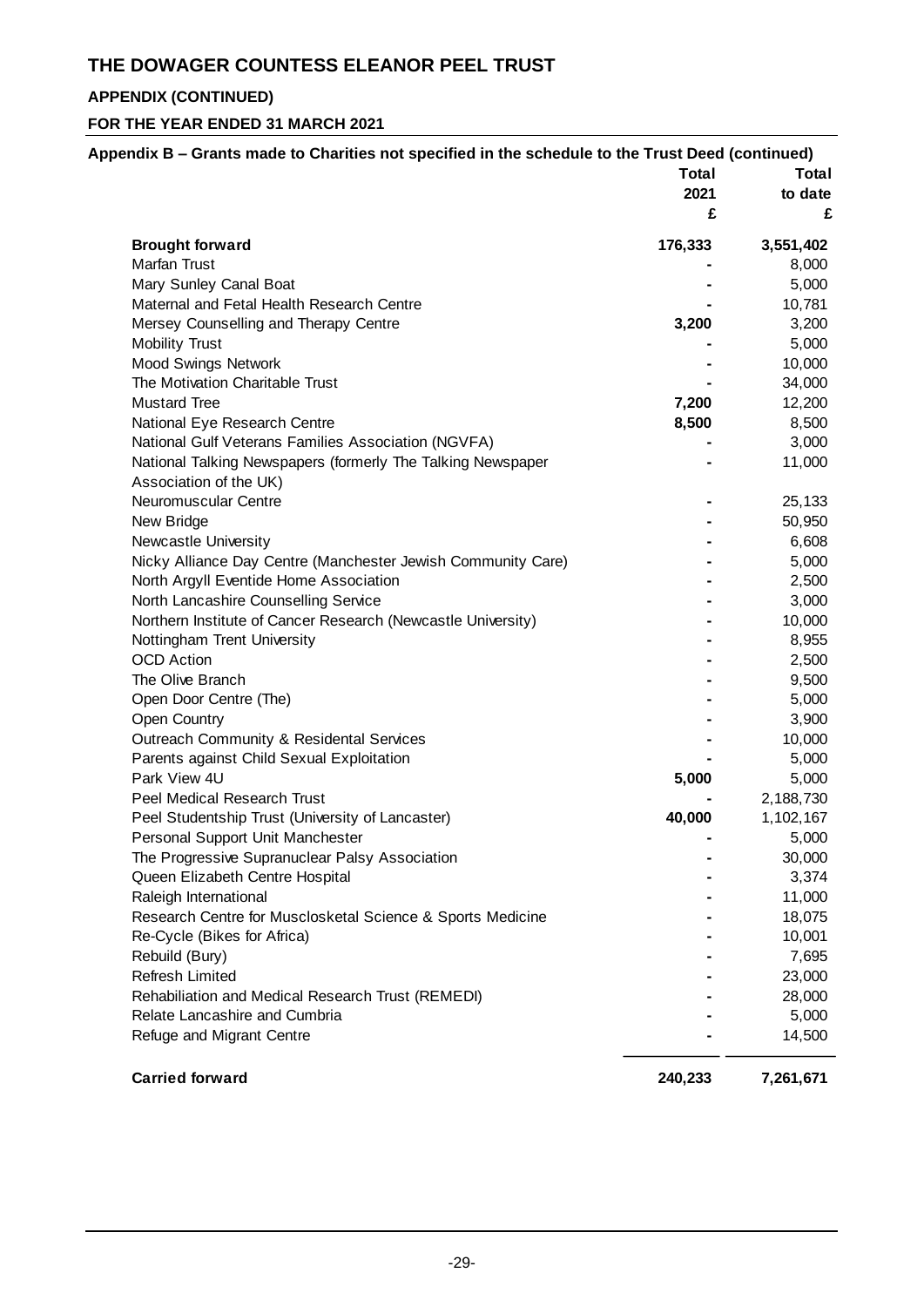# THE DOWAGER COUNTESS ELEANOR PEEL TRUST

## APPENDIX (CONTINUED)

## FOR THE YEAR ENDED 31 MARCH 2021

### Appendix B – Grants made to Charities not specified in the schedule to the Trust Deed (continued)

| | Total 2021 £ | Total to date £ |
|---|---|---|
| **Brought forward** | **176,333** | **3,551,402** |
| Marfan Trust | - | 8,000 |
| Mary Sunley Canal Boat | - | 5,000 |
| Maternal and Fetal Health Research Centre | - | 10,781 |
| Mersey Counselling and Therapy Centre | **3,200** | 3,200 |
| Mobility Trust | - | 5,000 |
| Mood Swings Network | - | 10,000 |
| The Motivation Charitable Trust | - | 34,000 |
| Mustard Tree | **7,200** | 12,200 |
| National Eye Research Centre | **8,500** | 8,500 |
| National Gulf Veterans Families Association (NGVFA) | - | 3,000 |
| National Talking Newspapers (formerly The Talking Newspaper Association of the UK) | - | 11,000 |
| Neuromuscular Centre | - | 25,133 |
| New Bridge | - | 50,950 |
| Newcastle University | - | 6,608 |
| Nicky Alliance Day Centre (Manchester Jewish Community Care) | - | 5,000 |
| North Argyll Eventide Home Association | - | 2,500 |
| North Lancashire Counselling Service | - | 3,000 |
| Northern Institute of Cancer Research (Newcastle University) | - | 10,000 |
| Nottingham Trent University | - | 8,955 |
| OCD Action | - | 2,500 |
| The Olive Branch | - | 9,500 |
| Open Door Centre (The) | - | 5,000 |
| Open Country | - | 3,900 |
| Outreach Community & Residental Services | - | 10,000 |
| Parents against Child Sexual Exploitation | - | 5,000 |
| Park View 4U | **5,000** | 5,000 |
| Peel Medical Research Trust | - | 2,188,730 |
| Peel Studentship Trust (University of Lancaster) | **40,000** | 1,102,167 |
| Personal Support Unit Manchester | - | 5,000 |
| The Progressive Supranuclear Palsy Association | - | 30,000 |
| Queen Elizabeth Centre Hospital | - | 3,374 |
| Raleigh International | - | 11,000 |
| Research Centre for Musclosketal Science & Sports Medicine | - | 18,075 |
| Re-Cycle (Bikes for Africa) | - | 10,001 |
| Rebuild (Bury) | - | 7,695 |
| Refresh Limited | - | 23,000 |
| Rehabiliation and Medical Research Trust (REMEDI) | - | 28,000 |
| Relate Lancashire and Cumbria | - | 5,000 |
| Refuge and Migrant Centre | - | 14,500 |
| **Carried forward** | **240,233** | **7,261,671** |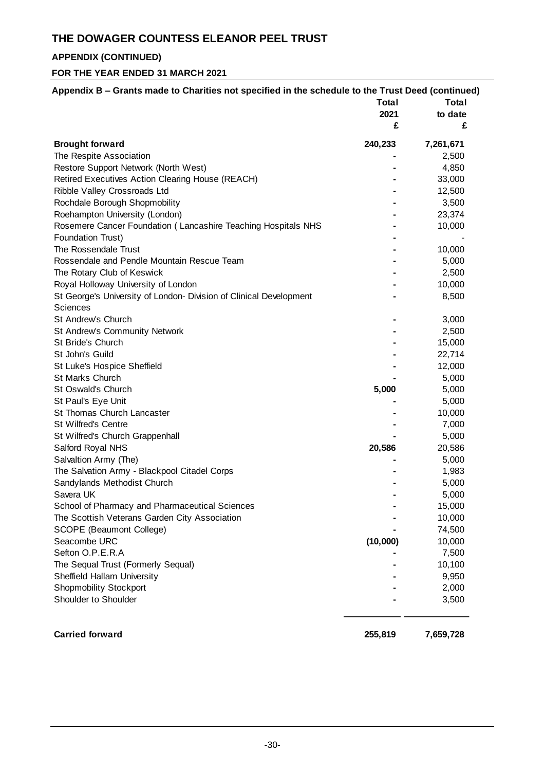# THE DOWAGER COUNTESS ELEANOR PEEL TRUST

## APPENDIX (CONTINUED)

## FOR THE YEAR ENDED 31 MARCH 2021

### Appendix B – Grants made to Charities not specified in the schedule to the Trust Deed (continued)

| | Total 2021 £ | Total to date £ |
|---|---|---|
| **Brought forward** | **240,233** | **7,261,671** |
| The Respite Association | - | 2,500 |
| Restore Support Network (North West) | - | 4,850 |
| Retired Executives Action Clearing House (REACH) | - | 33,000 |
| Ribble Valley Crossroads Ltd | - | 12,500 |
| Rochdale Borough Shopmobility | - | 3,500 |
| Roehampton University (London) | - | 23,374 |
| Rosemere Cancer Foundation ( Lancashire Teaching Hospitals NHS | - | 10,000 |
| Foundation Trust) | - | - |
| The Rossendale Trust | - | 10,000 |
| Rossendale and Pendle Mountain Rescue Team | - | 5,000 |
| The Rotary Club of Keswick | - | 2,500 |
| Royal Holloway University of London | - | 10,000 |
| St George's University of London- Division of Clinical Development Sciences | - | 8,500 |
| St Andrew's Church | - | 3,000 |
| St Andrew's Community Network | - | 2,500 |
| St Bride's Church | - | 15,000 |
| St John's Guild | - | 22,714 |
| St Luke's Hospice Sheffield | - | 12,000 |
| St Marks Church | - | 5,000 |
| St Oswald's Church | **5,000** | 5,000 |
| St Paul's Eye Unit | - | 5,000 |
| St Thomas Church Lancaster | - | 10,000 |
| St Wilfred's Centre | - | 7,000 |
| St Wilfred's Church Grappenhall | - | 5,000 |
| Salford Royal NHS | **20,586** | 20,586 |
| Salvaltion Army (The) | - | 5,000 |
| The Salvation Army - Blackpool Citadel Corps | - | 1,983 |
| Sandylands Methodist Church | - | 5,000 |
| Savera UK | - | 5,000 |
| School of Pharmacy and Pharmaceutical Sciences | - | 15,000 |
| The Scottish Veterans Garden City Association | - | 10,000 |
| SCOPE (Beaumont College) | - | 74,500 |
| Seacombe URC | **(10,000)** | 10,000 |
| Sefton O.P.E.R.A | - | 7,500 |
| The Sequal Trust (Formerly Sequal) | - | 10,100 |
| Sheffield Hallam University | - | 9,950 |
| Shopmobility Stockport | - | 2,000 |
| Shoulder to Shoulder | - | 3,500 |
| **Carried forward** | **255,819** | **7,659,728** |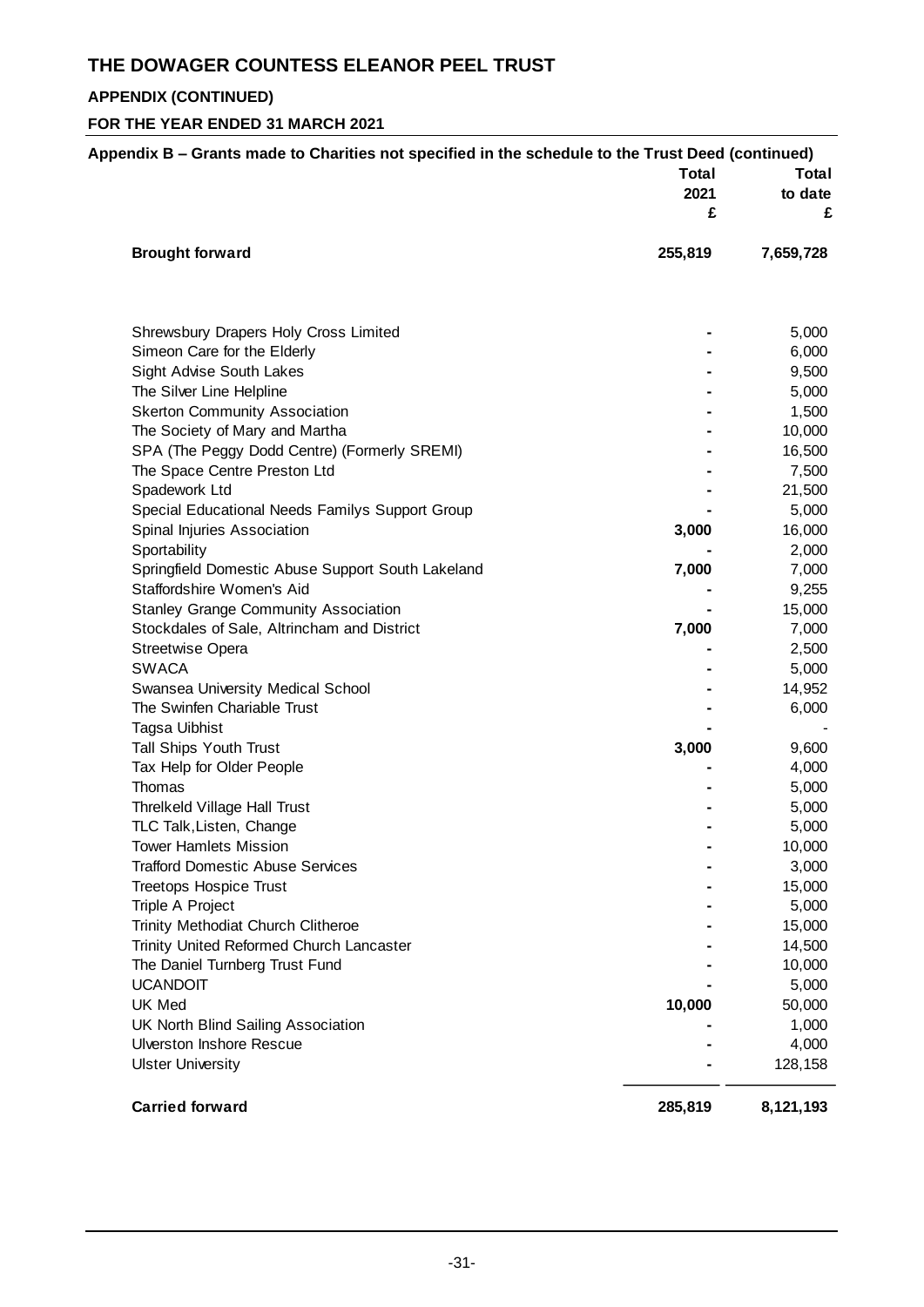# THE DOWAGER COUNTESS ELEANOR PEEL TRUST

## APPENDIX (CONTINUED)

## FOR THE YEAR ENDED 31 MARCH 2021

**Appendix B – Grants made to Charities not specified in the schedule to the Trust Deed (continued)**

| | Total 2021 £ | Total to date £ |
|---|---|---|
| **Brought forward** | **255,819** | **7,659,728** |
| Shrewsbury Drapers Holy Cross Limited | - | 5,000 |
| Simeon Care for the Elderly | - | 6,000 |
| Sight Advise South Lakes | - | 9,500 |
| The Silver Line Helpline | - | 5,000 |
| Skerton Community Association | - | 1,500 |
| The Society of Mary and Martha | - | 10,000 |
| SPA (The Peggy Dodd Centre) (Formerly SREMI) | - | 16,500 |
| The Space Centre Preston Ltd | - | 7,500 |
| Spadework Ltd | - | 21,500 |
| Special Educational Needs Familys Support Group | - | 5,000 |
| Spinal Injuries Association | **3,000** | 16,000 |
| Sportability | - | 2,000 |
| Springfield Domestic Abuse Support South Lakeland | **7,000** | 7,000 |
| Staffordshire Women's Aid | - | 9,255 |
| Stanley Grange Community Association | - | 15,000 |
| Stockdales of Sale, Altrincham and District | **7,000** | 7,000 |
| Streetwise Opera | - | 2,500 |
| SWACA | - | 5,000 |
| Swansea University Medical School | - | 14,952 |
| The Swinfen Chariable Trust | - | 6,000 |
| Tagsa Uibhist | - | - |
| Tall Ships Youth Trust | **3,000** | 9,600 |
| Tax Help for Older People | - | 4,000 |
| Thomas | - | 5,000 |
| Threlkeld Village Hall Trust | - | 5,000 |
| TLC Talk,Listen, Change | - | 5,000 |
| Tower Hamlets Mission | - | 10,000 |
| Trafford Domestic Abuse Services | - | 3,000 |
| Treetops Hospice Trust | - | 15,000 |
| Triple A Project | - | 5,000 |
| Trinity Methodiat Church Clitheroe | - | 15,000 |
| Trinity United Reformed Church Lancaster | - | 14,500 |
| The Daniel Turnberg Trust Fund | - | 10,000 |
| UCANDOIT | - | 5,000 |
| UK Med | **10,000** | 50,000 |
| UK North Blind Sailing Association | - | 1,000 |
| Ulverston Inshore Rescue | - | 4,000 |
| Ulster University | - | 128,158 |
| **Carried forward** | **285,819** | **8,121,193** |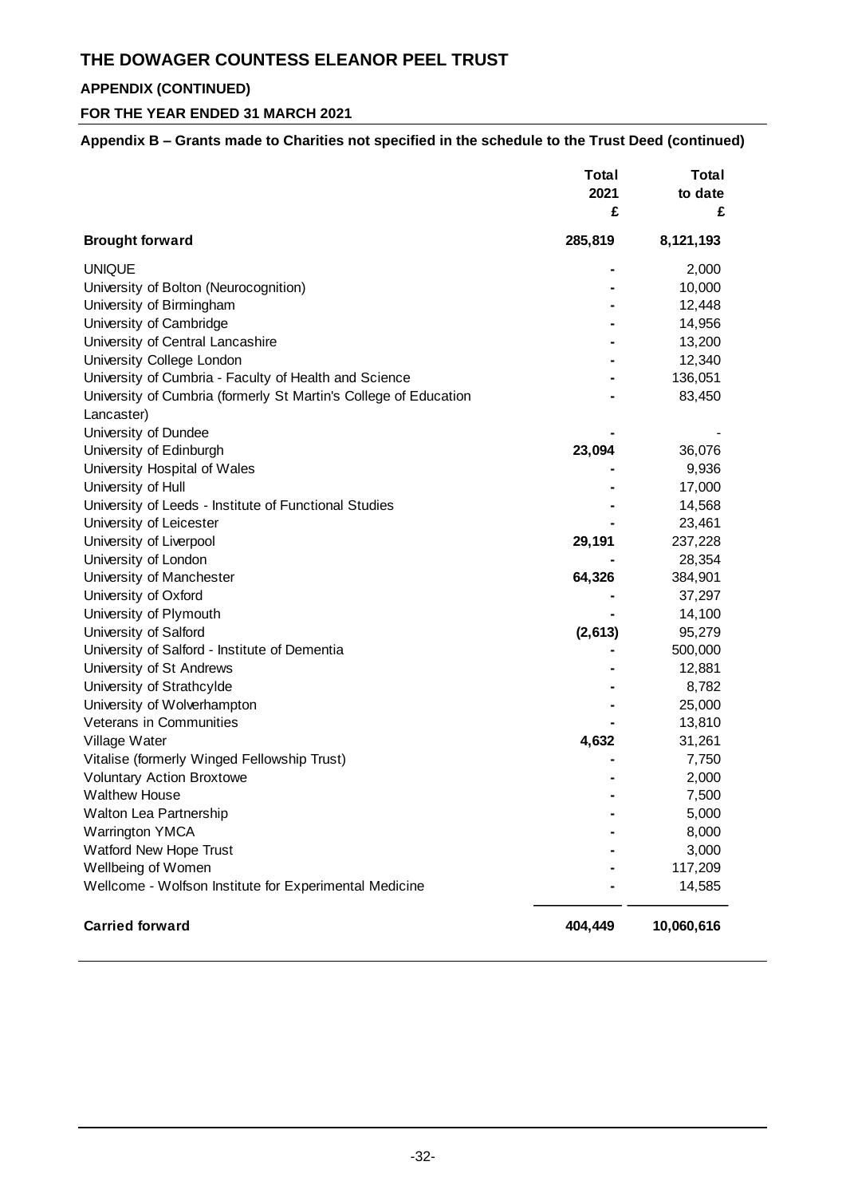# THE DOWAGER COUNTESS ELEANOR PEEL TRUST

## APPENDIX (CONTINUED)

## FOR THE YEAR ENDED 31 MARCH 2021

### Appendix B – Grants made to Charities not specified in the schedule to the Trust Deed (continued)

| | Total 2021 £ | Total to date £ |
|---|---|---|
| **Brought forward** | **285,819** | **8,121,193** |
| UNIQUE | - | 2,000 |
| University of Bolton (Neurocognition) | - | 10,000 |
| University of Birmingham | - | 12,448 |
| University of Cambridge | - | 14,956 |
| University of Central Lancashire | - | 13,200 |
| University College London | - | 12,340 |
| University of Cumbria - Faculty of Health and Science | - | 136,051 |
| University of Cumbria (formerly St Martin's College of Education Lancaster) | - | 83,450 |
| University of Dundee | - | - |
| University of Edinburgh | **23,094** | 36,076 |
| University Hospital of Wales | - | 9,936 |
| University of Hull | - | 17,000 |
| University of Leeds - Institute of Functional Studies | - | 14,568 |
| University of Leicester | - | 23,461 |
| University of Liverpool | **29,191** | 237,228 |
| University of London | - | 28,354 |
| University of Manchester | **64,326** | 384,901 |
| University of Oxford | - | 37,297 |
| University of Plymouth | - | 14,100 |
| University of Salford | **(2,613)** | 95,279 |
| University of Salford - Institute of Dementia | - | 500,000 |
| University of St Andrews | - | 12,881 |
| University of Strathcylde | - | 8,782 |
| University of Wolverhampton | - | 25,000 |
| Veterans in Communities | - | 13,810 |
| Village Water | **4,632** | 31,261 |
| Vitalise (formerly Winged Fellowship Trust) | - | 7,750 |
| Voluntary Action Broxtowe | - | 2,000 |
| Walthew House | - | 7,500 |
| Walton Lea Partnership | - | 5,000 |
| Warrington YMCA | - | 8,000 |
| Watford New Hope Trust | - | 3,000 |
| Wellbeing of Women | - | 117,209 |
| Wellcome - Wolfson Institute for Experimental Medicine | - | 14,585 |
| **Carried forward** | **404,449** | **10,060,616** |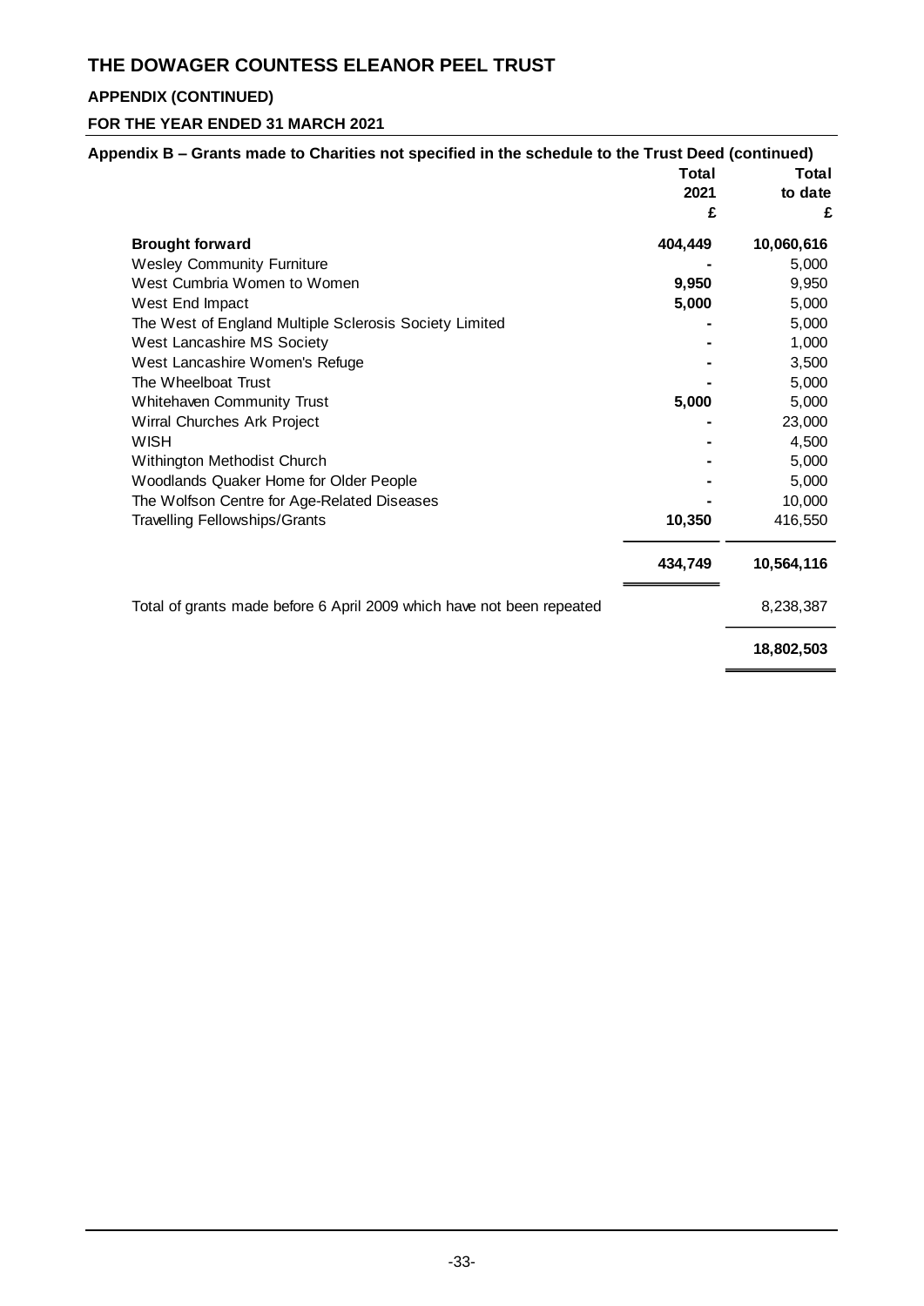# THE DOWAGER COUNTESS ELEANOR PEEL TRUST

## APPENDIX (CONTINUED)

## FOR THE YEAR ENDED 31 MARCH 2021

### Appendix B – Grants made to Charities not specified in the schedule to the Trust Deed (continued)

| | Total 2021 £ | Total to date £ |
|---|---|---|
| **Brought forward** | **404,449** | **10,060,616** |
| Wesley Community Furniture | - | 5,000 |
| West Cumbria Women to Women | **9,950** | 9,950 |
| West End Impact | **5,000** | 5,000 |
| The West of England Multiple Sclerosis Society Limited | - | 5,000 |
| West Lancashire MS Society | - | 1,000 |
| West Lancashire Women's Refuge | - | 3,500 |
| The Wheelboat Trust | - | 5,000 |
| Whitehaven Community Trust | **5,000** | 5,000 |
| Wirral Churches Ark Project | - | 23,000 |
| WISH | - | 4,500 |
| Withington Methodist Church | - | 5,000 |
| Woodlands Quaker Home for Older People | - | 5,000 |
| The Wolfson Centre for Age-Related Diseases | - | 10,000 |
| Travelling Fellowships/Grants | **10,350** | 416,550 |
| | **434,749** | **10,564,116** |
| Total of grants made before 6 April 2009 which have not been repeated | | 8,238,387 |
| | | **18,802,503** |